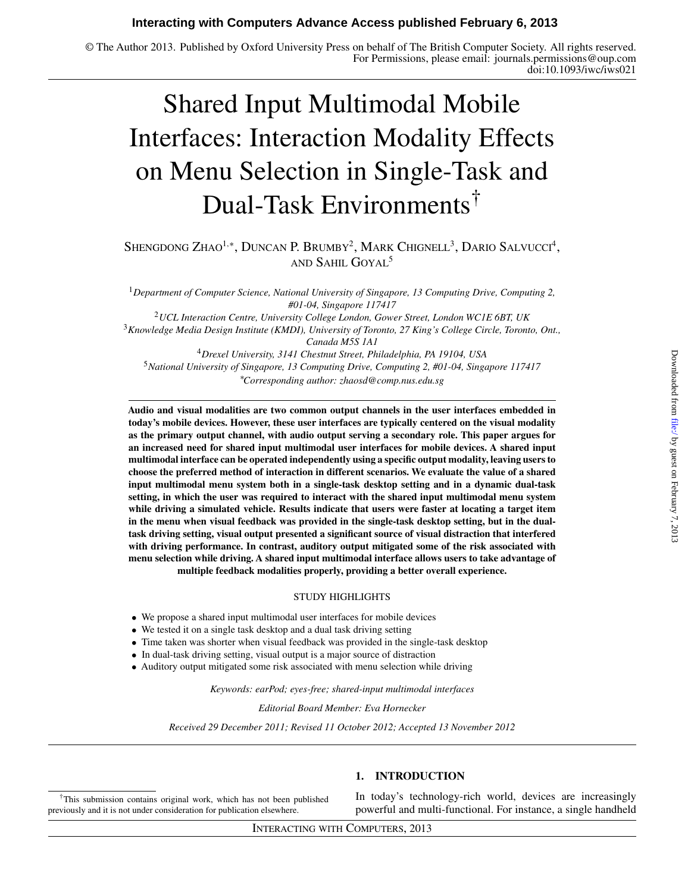# Shared Input Multimodal Mobile Interfaces: Interaction Modality Effects on Menu Selection in Single-Task and Dual-Task Environments[†]

Shengdong Zhao[1,*], Duncan P. Brumby[2], Mark Chignell[3], Dario Salvucci[4], and Sahil Goyal[5]

[1] *Department of Computer Science, National University of Singapore, 13 Computing Drive, Computing 2, #01-04, Singapore 117417*
[2] *UCL Interaction Centre, University College London, Gower Street, London WC1E 6BT, UK*
[3] *Knowledge Media Design Institute (KMDI), University of Toronto, 27 King's College Circle, Toronto, Ont., Canada M5S 1A1*
[4] *Drexel University, 3141 Chestnut Street, Philadelphia, PA 19104, USA*
[5] *National University of Singapore, 13 Computing Drive, Computing 2, #01-04, Singapore 117417*
[*] *Corresponding author: zhaosd@comp.nus.edu.sg*

**Audio and visual modalities are two common output channels in the user interfaces embedded in today's mobile devices. However, these user interfaces are typically centered on the visual modality as the primary output channel, with audio output serving a secondary role. This paper argues for an increased need for shared input multimodal user interfaces for mobile devices. A shared input multimodal interface can be operated independently using a specific output modality, leaving users to choose the preferred method of interaction in different scenarios. We evaluate the value of a shared input multimodal menu system both in a single-task desktop setting and in a dynamic dual-task setting, in which the user was required to interact with the shared input multimodal menu system while driving a simulated vehicle. Results indicate that users were faster at locating a target item in the menu when visual feedback was provided in the single-task desktop setting, but in the dual-task driving setting, visual output presented a significant source of visual distraction that interfered with driving performance. In contrast, auditory output mitigated some of the risk associated with menu selection while driving. A shared input multimodal interface allows users to take advantage of multiple feedback modalities properly, providing a better overall experience.**

STUDY HIGHLIGHTS

- We propose a shared input multimodal user interfaces for mobile devices
- We tested it on a single task desktop and a dual task driving setting
- Time taken was shorter when visual feedback was provided in the single-task desktop
- In dual-task driving setting, visual output is a major source of distraction
- Auditory output mitigated some risk associated with menu selection while driving

*Keywords: earPod; eyes-free; shared-input multimodal interfaces*

*Editorial Board Member: Eva Hornecker*

*Received 29 December 2011; Revised 11 October 2012; Accepted 13 November 2012*

## 1. INTRODUCTION

In today's technology-rich world, devices are increasingly powerful and multi-functional. For instance, a single handheld

[†] This submission contains original work, which has not been published previously and it is not under consideration for publication elsewhere.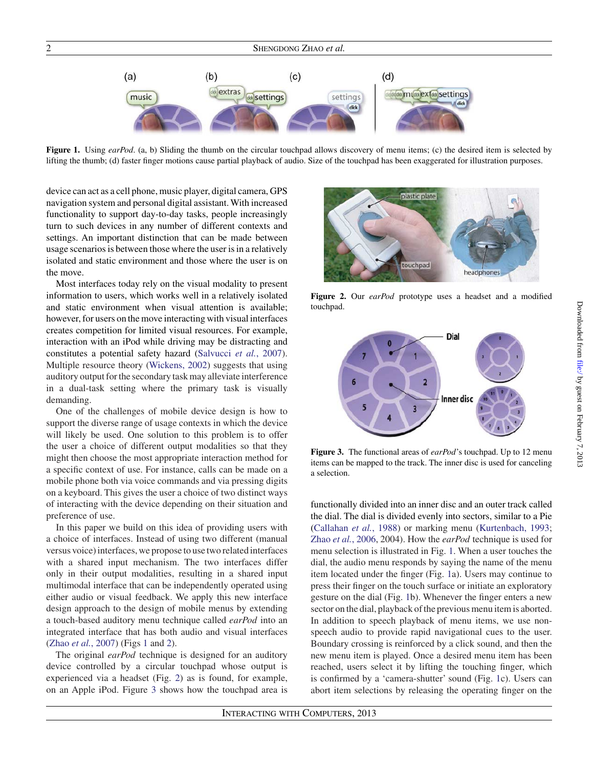**Figure 1.** Using *earPod*. (a, b) Sliding the thumb on the circular touchpad allows discovery of menu items; (c) the desired item is selected by lifting the thumb; (d) faster finger motions cause partial playback of audio. Size of the touchpad has been exaggerated for illustration purposes.

device can act as a cell phone, music player, digital camera, GPS navigation system and personal digital assistant. With increased functionality to support day-to-day tasks, people increasingly turn to such devices in any number of different contexts and settings. An important distinction that can be made between usage scenarios is between those where the user is in a relatively isolated and static environment and those where the user is on the move.

Most interfaces today rely on the visual modality to present information to users, which works well in a relatively isolated and static environment when visual attention is available; however, for users on the move interacting with visual interfaces creates competition for limited visual resources. For example, interaction with an iPod while driving may be distracting and constitutes a potential safety hazard (Salvucci *et al.*, 2007). Multiple resource theory (Wickens, 2002) suggests that using auditory output for the secondary task may alleviate interference in a dual-task setting where the primary task is visually demanding.

One of the challenges of mobile device design is how to support the diverse range of usage contexts in which the device will likely be used. One solution to this problem is to offer the user a choice of different output modalities so that they might then choose the most appropriate interaction method for a specific context of use. For instance, calls can be made on a mobile phone both via voice commands and via pressing digits on a keyboard. This gives the user a choice of two distinct ways of interacting with the device depending on their situation and preference of use.

In this paper we build on this idea of providing users with a choice of interfaces. Instead of using two different (manual versus voice) interfaces, we propose to use two related interfaces with a shared input mechanism. The two interfaces differ only in their output modalities, resulting in a shared input multimodal interface that can be independently operated using either audio or visual feedback. We apply this new interface design approach to the design of mobile menus by extending a touch-based auditory menu technique called *earPod* into an integrated interface that has both audio and visual interfaces (Zhao *et al.*, 2007) (Figs 1 and 2).

The original *earPod* technique is designed for an auditory device controlled by a circular touchpad whose output is experienced via a headset (Fig. 2) as is found, for example, on an Apple iPod. Figure 3 shows how the touchpad area is

**Figure 2.** Our *earPod* prototype uses a headset and a modified touchpad.

**Figure 3.** The functional areas of *earPod*'s touchpad. Up to 12 menu items can be mapped to the track. The inner disc is used for canceling a selection.

functionally divided into an inner disc and an outer track called the dial. The dial is divided evenly into sectors, similar to a Pie (Callahan *et al.*, 1988) or marking menu (Kurtenbach, 1993; Zhao *et al.*, 2006, 2004). How the *earPod* technique is used for menu selection is illustrated in Fig. 1. When a user touches the dial, the audio menu responds by saying the name of the menu item located under the finger (Fig. 1a). Users may continue to press their finger on the touch surface or initiate an exploratory gesture on the dial (Fig. 1b). Whenever the finger enters a new sector on the dial, playback of the previous menu item is aborted. In addition to speech playback of menu items, we use non-speech audio to provide rapid navigational cues to the user. Boundary crossing is reinforced by a click sound, and then the new menu item is played. Once a desired menu item has been reached, users select it by lifting the touching finger, which is confirmed by a 'camera-shutter' sound (Fig. 1c). Users can abort item selections by releasing the operating finger on the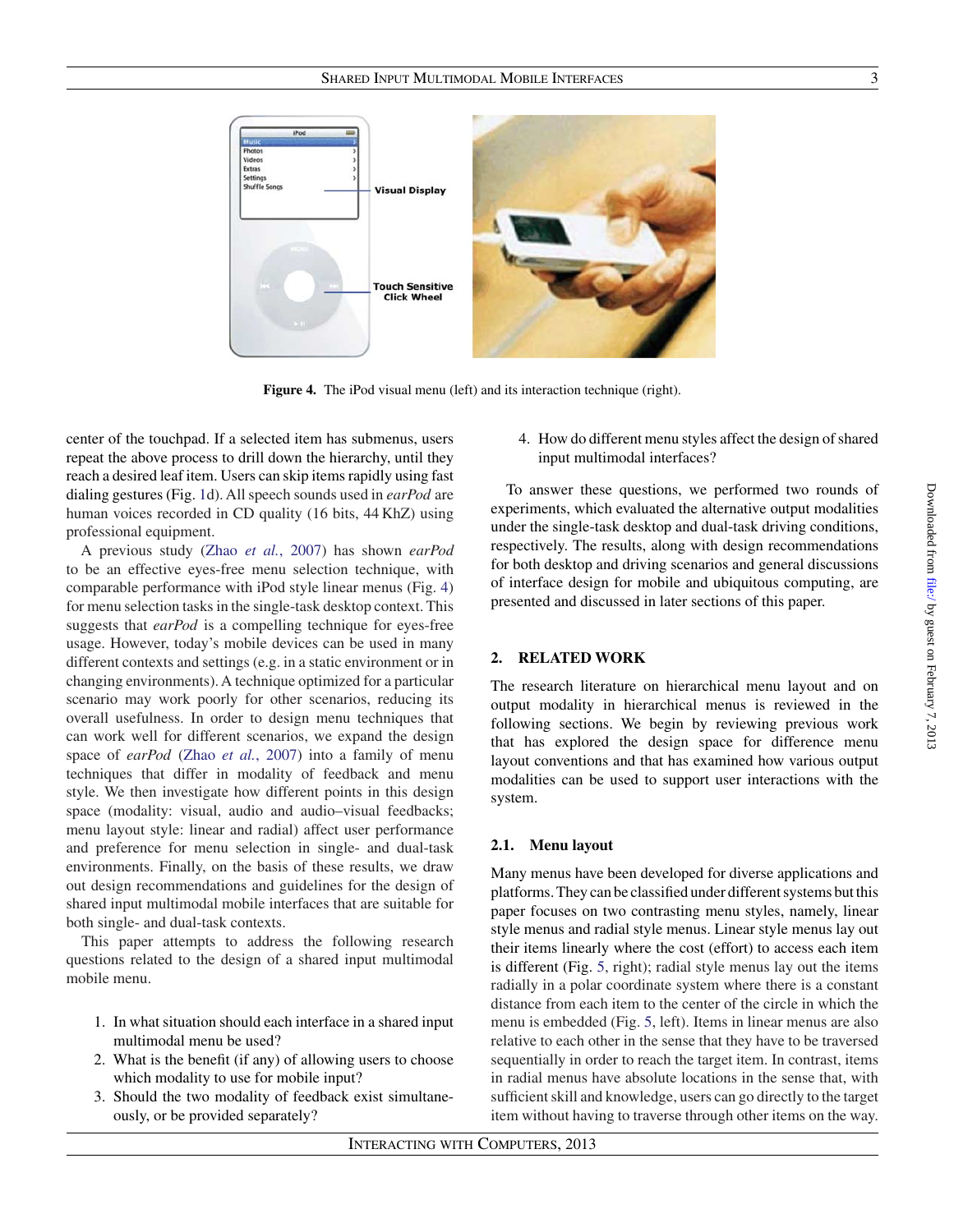Figure 4. The iPod visual menu (left) and its interaction technique (right).

center of the touchpad. If a selected item has submenus, users repeat the above process to drill down the hierarchy, until they reach a desired leaf item. Users can skip items rapidly using fast dialing gestures (Fig. 1d). All speech sounds used in *earPod* are human voices recorded in CD quality (16 bits, 44 KHz) using professional equipment.

A previous study (Zhao *et al.*, 2007) has shown *earPod* to be an effective eyes-free menu selection technique, with comparable performance with iPod style linear menus (Fig. 4) for menu selection tasks in the single-task desktop context. This suggests that *earPod* is a compelling technique for eyes-free usage. However, today's mobile devices can be used in many different contexts and settings (e.g. in a static environment or in changing environments). A technique optimized for a particular scenario may work poorly for other scenarios, reducing its overall usefulness. In order to design menu techniques that can work well for different scenarios, we expand the design space of *earPod* (Zhao *et al.*, 2007) into a family of menu techniques that differ in modality of feedback and menu style. We then investigate how different points in this design space (modality: visual, audio and audio–visual feedbacks; menu layout style: linear and radial) affect user performance and preference for menu selection in single- and dual-task environments. Finally, on the basis of these results, we draw out design recommendations and guidelines for the design of shared input multimodal mobile interfaces that are suitable for both single- and dual-task contexts.

This paper attempts to address the following research questions related to the design of a shared input multimodal mobile menu.

1. In what situation should each interface in a shared input multimodal menu be used?
2. What is the benefit (if any) of allowing users to choose which modality to use for mobile input?
3. Should the two modality of feedback exist simultaneously, or be provided separately?
4. How do different menu styles affect the design of shared input multimodal interfaces?

To answer these questions, we performed two rounds of experiments, which evaluated the alternative output modalities under the single-task desktop and dual-task driving conditions, respectively. The results, along with design recommendations for both desktop and driving scenarios and general discussions of interface design for mobile and ubiquitous computing, are presented and discussed in later sections of this paper.

## 2. RELATED WORK

The research literature on hierarchical menu layout and on output modality in hierarchical menus is reviewed in the following sections. We begin by reviewing previous work that has explored the design space for difference menu layout conventions and that has examined how various output modalities can be used to support user interactions with the system.

### 2.1. Menu layout

Many menus have been developed for diverse applications and platforms. They can be classified under different systems but this paper focuses on two contrasting menu styles, namely, linear style menus and radial style menus. Linear style menus lay out their items linearly where the cost (effort) to access each item is different (Fig. 5, right); radial style menus lay out the items radially in a polar coordinate system where there is a constant distance from each item to the center of the circle in which the menu is embedded (Fig. 5, left). Items in linear menus are also relative to each other in the sense that they have to be traversed sequentially in order to reach the target item. In contrast, items in radial menus have absolute locations in the sense that, with sufficient skill and knowledge, users can go directly to the target item without having to traverse through other items on the way.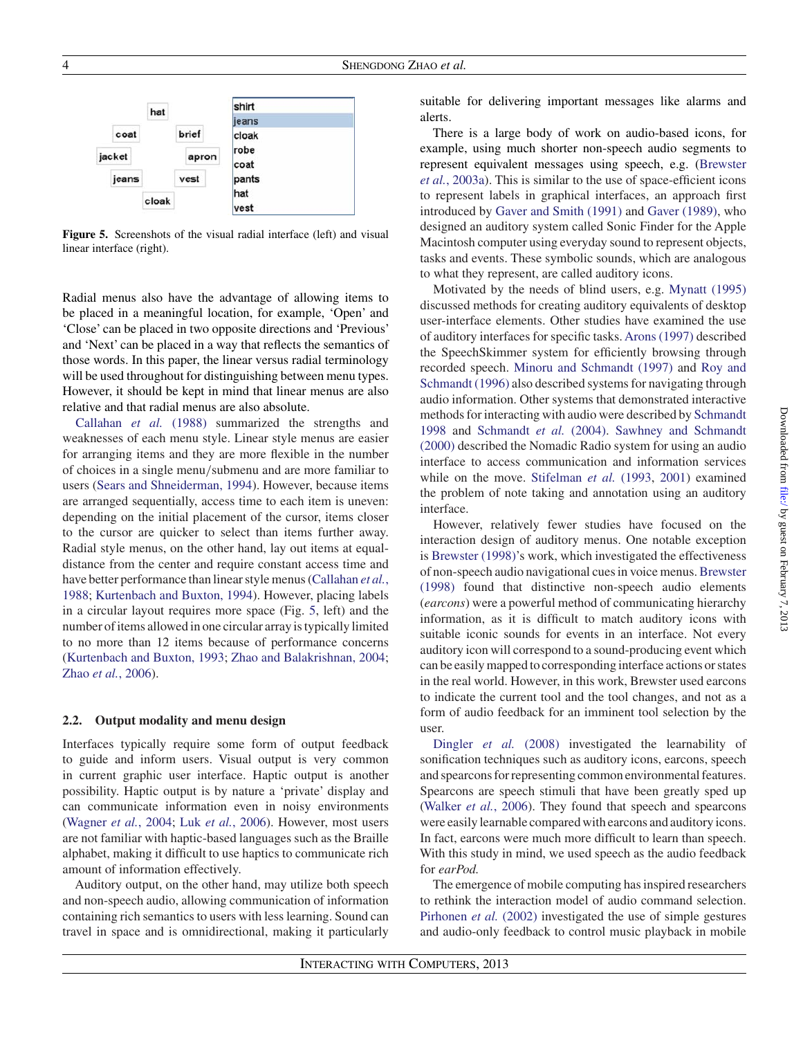Figure 5. Screenshots of the visual radial interface (left) and visual linear interface (right).

Radial menus also have the advantage of allowing items to be placed in a meaningful location, for example, 'Open' and 'Close' can be placed in two opposite directions and 'Previous' and 'Next' can be placed in a way that reflects the semantics of those words. In this paper, the linear versus radial terminology will be used throughout for distinguishing between menu types. However, it should be kept in mind that linear menus are also relative and that radial menus are also absolute.

Callahan *et al.* (1988) summarized the strengths and weaknesses of each menu style. Linear style menus are easier for arranging items and they are more flexible in the number of choices in a single menu/submenu and are more familiar to users (Sears and Shneiderman, 1994). However, because items are arranged sequentially, access time to each item is uneven: depending on the initial placement of the cursor, items closer to the cursor are quicker to select than items further away. Radial style menus, on the other hand, lay out items at equal-distance from the center and require constant access time and have better performance than linear style menus (Callahan *et al.*, 1988; Kurtenbach and Buxton, 1994). However, placing labels in a circular layout requires more space (Fig. 5, left) and the number of items allowed in one circular array is typically limited to no more than 12 items because of performance concerns (Kurtenbach and Buxton, 1993; Zhao and Balakrishnan, 2004; Zhao *et al.*, 2006).

### 2.2. Output modality and menu design

Interfaces typically require some form of output feedback to guide and inform users. Visual output is very common in current graphic user interface. Haptic output is another possibility. Haptic output is by nature a 'private' display and can communicate information even in noisy environments (Wagner *et al.*, 2004; Luk *et al.*, 2006). However, most users are not familiar with haptic-based languages such as the Braille alphabet, making it difficult to use haptics to communicate rich amount of information effectively.

Auditory output, on the other hand, may utilize both speech and non-speech audio, allowing communication of information containing rich semantics to users with less learning. Sound can travel in space and is omnidirectional, making it particularly suitable for delivering important messages like alarms and alerts.

There is a large body of work on audio-based icons, for example, using much shorter non-speech audio segments to represent equivalent messages using speech, e.g. (Brewster *et al.*, 2003a). This is similar to the use of space-efficient icons to represent labels in graphical interfaces, an approach first introduced by Gaver and Smith (1991) and Gaver (1989), who designed an auditory system called Sonic Finder for the Apple Macintosh computer using everyday sound to represent objects, tasks and events. These symbolic sounds, which are analogous to what they represent, are called auditory icons.

Motivated by the needs of blind users, e.g. Mynatt (1995) discussed methods for creating auditory equivalents of desktop user-interface elements. Other studies have examined the use of auditory interfaces for specific tasks. Arons (1997) described the SpeechSkimmer system for efficiently browsing through recorded speech. Minoru and Schmandt (1997) and Roy and Schmandt (1996) also described systems for navigating through audio information. Other systems that demonstrated interactive methods for interacting with audio were described by Schmandt 1998 and Schmandt *et al.* (2004). Sawhney and Schmandt (2000) described the Nomadic Radio system for using an audio interface to access communication and information services while on the move. Stifelman *et al.* (1993, 2001) examined the problem of note taking and annotation using an auditory interface.

However, relatively fewer studies have focused on the interaction design of auditory menus. One notable exception is Brewster (1998)'s work, which investigated the effectiveness of non-speech audio navigational cues in voice menus. Brewster (1998) found that distinctive non-speech audio elements (*earcons*) were a powerful method of communicating hierarchy information, as it is difficult to match auditory icons with suitable iconic sounds for events in an interface. Not every auditory icon will correspond to a sound-producing event which can be easily mapped to corresponding interface actions or states in the real world. However, in this work, Brewster used earcons to indicate the current tool and the tool changes, and not as a form of audio feedback for an imminent tool selection by the user.

Dingler *et al.* (2008) investigated the learnability of sonification techniques such as auditory icons, earcons, speech and spearcons for representing common environmental features. Spearcons are speech stimuli that have been greatly sped up (Walker *et al.*, 2006). They found that speech and spearcons were easily learnable compared with earcons and auditory icons. In fact, earcons were much more difficult to learn than speech. With this study in mind, we used speech as the audio feedback for *earPod.*

The emergence of mobile computing has inspired researchers to rethink the interaction model of audio command selection. Pirhonen *et al.* (2002) investigated the use of simple gestures and audio-only feedback to control music playback in mobile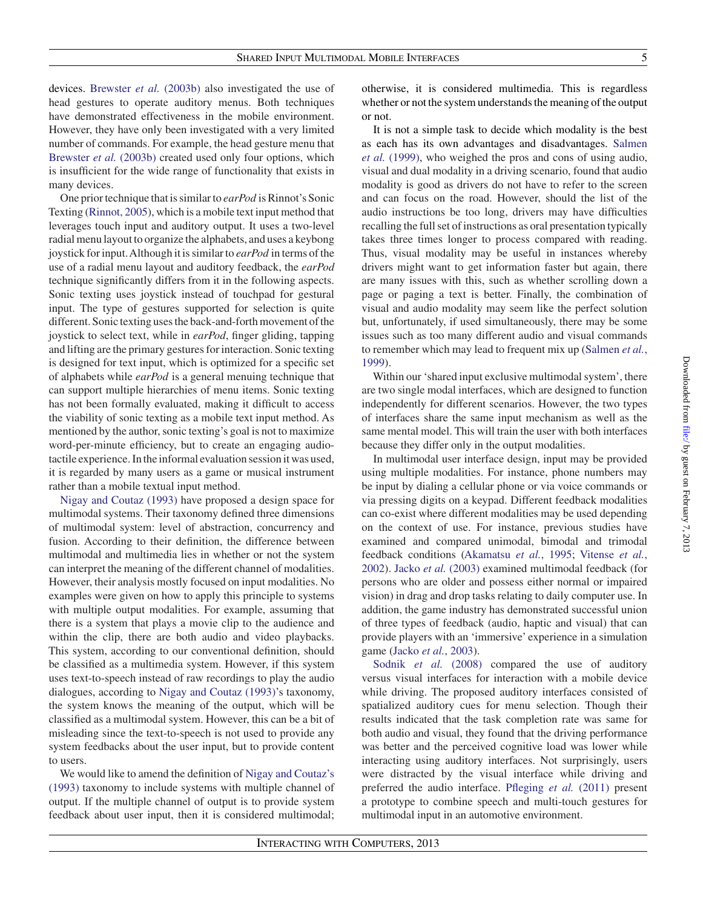devices. Brewster *et al.* (2003b) also investigated the use of head gestures to operate auditory menus. Both techniques have demonstrated effectiveness in the mobile environment. However, they have only been investigated with a very limited number of commands. For example, the head gesture menu that Brewster *et al.* (2003b) created used only four options, which is insufficient for the wide range of functionality that exists in many devices.

One prior technique that is similar to *earPod* is Rinnot's Sonic Texting (Rinnot, 2005), which is a mobile text input method that leverages touch input and auditory output. It uses a two-level radial menu layout to organize the alphabets, and uses a keybong joystick for input. Although it is similar to *earPod* in terms of the use of a radial menu layout and auditory feedback, the *earPod* technique significantly differs from it in the following aspects. Sonic texting uses joystick instead of touchpad for gestural input. The type of gestures supported for selection is quite different. Sonic texting uses the back-and-forth movement of the joystick to select text, while in *earPod*, finger gliding, tapping and lifting are the primary gestures for interaction. Sonic texting is designed for text input, which is optimized for a specific set of alphabets while *earPod* is a general menuing technique that can support multiple hierarchies of menu items. Sonic texting has not been formally evaluated, making it difficult to access the viability of sonic texting as a mobile text input method. As mentioned by the author, sonic texting's goal is not to maximize word-per-minute efficiency, but to create an engaging audio-tactile experience. In the informal evaluation session it was used, it is regarded by many users as a game or musical instrument rather than a mobile textual input method.

Nigay and Coutaz (1993) have proposed a design space for multimodal systems. Their taxonomy defined three dimensions of multimodal system: level of abstraction, concurrency and fusion. According to their definition, the difference between multimodal and multimedia lies in whether or not the system can interpret the meaning of the different channel of modalities. However, their analysis mostly focused on input modalities. No examples were given on how to apply this principle to systems with multiple output modalities. For example, assuming that there is a system that plays a movie clip to the audience and within the clip, there are both audio and video playbacks. This system, according to our conventional definition, should be classified as a multimedia system. However, if this system uses text-to-speech instead of raw recordings to play the audio dialogues, according to Nigay and Coutaz (1993)'s taxonomy, the system knows the meaning of the output, which will be classified as a multimodal system. However, this can be a bit of misleading since the text-to-speech is not used to provide any system feedbacks about the user input, but to provide content to users.

We would like to amend the definition of Nigay and Coutaz's (1993) taxonomy to include systems with multiple channel of output. If the multiple channel of output is to provide system feedback about user input, then it is considered multimodal; otherwise, it is considered multimedia. This is regardless whether or not the system understands the meaning of the output or not.

It is not a simple task to decide which modality is the best as each has its own advantages and disadvantages. Salmen *et al.* (1999), who weighed the pros and cons of using audio, visual and dual modality in a driving scenario, found that audio modality is good as drivers do not have to refer to the screen and can focus on the road. However, should the list of the audio instructions be too long, drivers may have difficulties recalling the full set of instructions as oral presentation typically takes three times longer to process compared with reading. Thus, visual modality may be useful in instances whereby drivers might want to get information faster but again, there are many issues with this, such as whether scrolling down a page or paging a text is better. Finally, the combination of visual and audio modality may seem like the perfect solution but, unfortunately, if used simultaneously, there may be some issues such as too many different audio and visual commands to remember which may lead to frequent mix up (Salmen *et al.*, 1999).

Within our 'shared input exclusive multimodal system', there are two single modal interfaces, which are designed to function independently for different scenarios. However, the two types of interfaces share the same input mechanism as well as the same mental model. This will train the user with both interfaces because they differ only in the output modalities.

In multimodal user interface design, input may be provided using multiple modalities. For instance, phone numbers may be input by dialing a cellular phone or via voice commands or via pressing digits on a keypad. Different feedback modalities can co-exist where different modalities may be used depending on the context of use. For instance, previous studies have examined and compared unimodal, bimodal and trimodal feedback conditions (Akamatsu *et al.*, 1995; Vitense *et al.*, 2002). Jacko *et al.* (2003) examined multimodal feedback (for persons who are older and possess either normal or impaired vision) in drag and drop tasks relating to daily computer use. In addition, the game industry has demonstrated successful union of three types of feedback (audio, haptic and visual) that can provide players with an 'immersive' experience in a simulation game (Jacko *et al.*, 2003).

Sodnik *et al.* (2008) compared the use of auditory versus visual interfaces for interaction with a mobile device while driving. The proposed auditory interfaces consisted of spatialized auditory cues for menu selection. Though their results indicated that the task completion rate was same for both audio and visual, they found that the driving performance was better and the perceived cognitive load was lower while interacting using auditory interfaces. Not surprisingly, users were distracted by the visual interface while driving and preferred the audio interface. Pfleging *et al.* (2011) present a prototype to combine speech and multi-touch gestures for multimodal input in an automotive environment.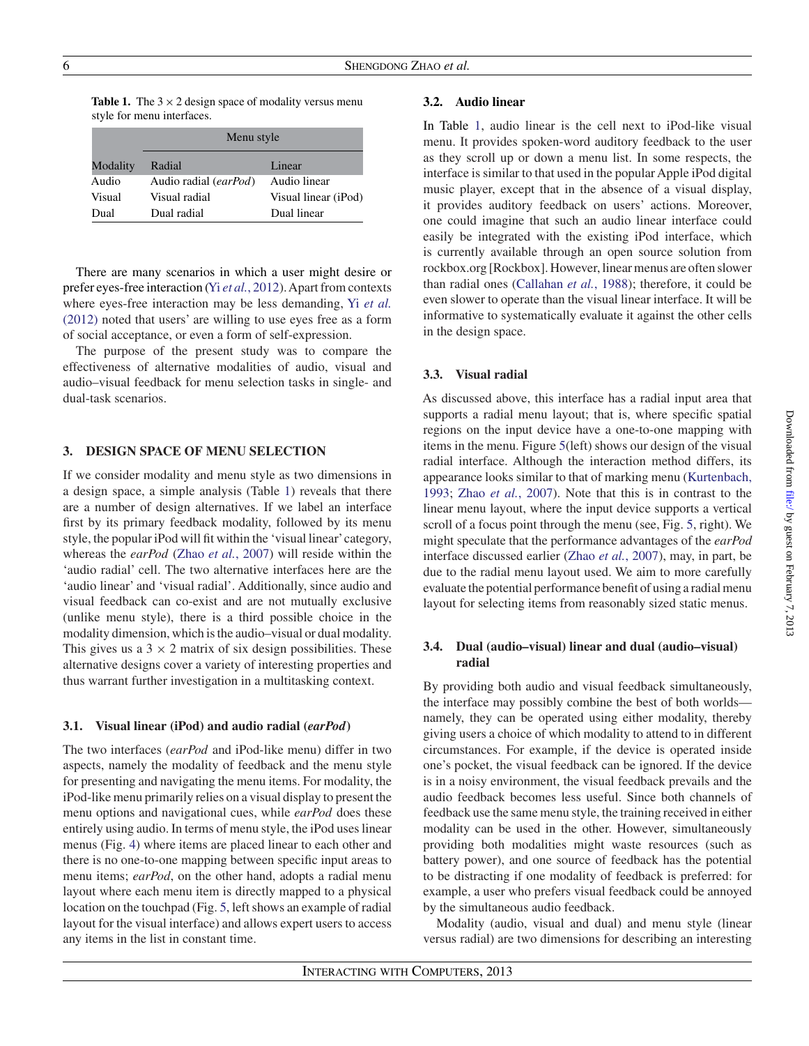**Table 1.** The $3 \times 2$ design space of modality versus menu style for menu interfaces.

| Modality | Menu style | |
|---|---|---|
| | Radial | Linear |
| Audio | Audio radial (*earPod*) | Audio linear |
| Visual | Visual radial | Visual linear (iPod) |
| Dual | Dual radial | Dual linear |

There are many scenarios in which a user might desire or prefer eyes-free interaction (Yi *et al.*, 2012). Apart from contexts where eyes-free interaction may be less demanding, Yi *et al.* (2012) noted that users' are willing to use eyes free as a form of social acceptance, or even a form of self-expression.

The purpose of the present study was to compare the effectiveness of alternative modalities of audio, visual and audio–visual feedback for menu selection tasks in single- and dual-task scenarios.

## 3. DESIGN SPACE OF MENU SELECTION

If we consider modality and menu style as two dimensions in a design space, a simple analysis (Table 1) reveals that there are a number of design alternatives. If we label an interface first by its primary feedback modality, followed by its menu style, the popular iPod will fit within the 'visual linear' category, whereas the *earPod* (Zhao *et al.*, 2007) will reside within the 'audio radial' cell. The two alternative interfaces here are the 'audio linear' and 'visual radial'. Additionally, since audio and visual feedback can co-exist and are not mutually exclusive (unlike menu style), there is a third possible choice in the modality dimension, which is the audio–visual or dual modality. This gives us a $3 \times 2$ matrix of six design possibilities. These alternative designs cover a variety of interesting properties and thus warrant further investigation in a multitasking context.

### 3.1. Visual linear (iPod) and audio radial (*earPod*)

The two interfaces (*earPod* and iPod-like menu) differ in two aspects, namely the modality of feedback and the menu style for presenting and navigating the menu items. For modality, the iPod-like menu primarily relies on a visual display to present the menu options and navigational cues, while *earPod* does these entirely using audio. In terms of menu style, the iPod uses linear menus (Fig. 4) where items are placed linear to each other and there is no one-to-one mapping between specific input areas to menu items; *earPod*, on the other hand, adopts a radial menu layout where each menu item is directly mapped to a physical location on the touchpad (Fig. 5, left shows an example of radial layout for the visual interface) and allows expert users to access any items in the list in constant time.

### 3.2. Audio linear

In Table 1, audio linear is the cell next to iPod-like visual menu. It provides spoken-word auditory feedback to the user as they scroll up or down a menu list. In some respects, the interface is similar to that used in the popular Apple iPod digital music player, except that in the absence of a visual display, it provides auditory feedback on users' actions. Moreover, one could imagine that such an audio linear interface could easily be integrated with the existing iPod interface, which is currently available through an open source solution from rockbox.org [Rockbox]. However, linear menus are often slower than radial ones (Callahan *et al.*, 1988); therefore, it could be even slower to operate than the visual linear interface. It will be informative to systematically evaluate it against the other cells in the design space.

### 3.3. Visual radial

As discussed above, this interface has a radial input area that supports a radial menu layout; that is, where specific spatial regions on the input device have a one-to-one mapping with items in the menu. Figure 5(left) shows our design of the visual radial interface. Although the interaction method differs, its appearance looks similar to that of marking menu (Kurtenbach, 1993; Zhao *et al.*, 2007). Note that this is in contrast to the linear menu layout, where the input device supports a vertical scroll of a focus point through the menu (see, Fig. 5, right). We might speculate that the performance advantages of the *earPod* interface discussed earlier (Zhao *et al.*, 2007), may, in part, be due to the radial menu layout used. We aim to more carefully evaluate the potential performance benefit of using a radial menu layout for selecting items from reasonably sized static menus.

### 3.4. Dual (audio–visual) linear and dual (audio–visual) radial

By providing both audio and visual feedback simultaneously, the interface may possibly combine the best of both worlds—namely, they can be operated using either modality, thereby giving users a choice of which modality to attend to in different circumstances. For example, if the device is operated inside one's pocket, the visual feedback can be ignored. If the device is in a noisy environment, the visual feedback prevails and the audio feedback becomes less useful. Since both channels of feedback use the same menu style, the training received in either modality can be used in the other. However, simultaneously providing both modalities might waste resources (such as battery power), and one source of feedback has the potential to be distracting if one modality of feedback is preferred: for example, a user who prefers visual feedback could be annoyed by the simultaneous audio feedback.

Modality (audio, visual and dual) and menu style (linear versus radial) are two dimensions for describing an interesting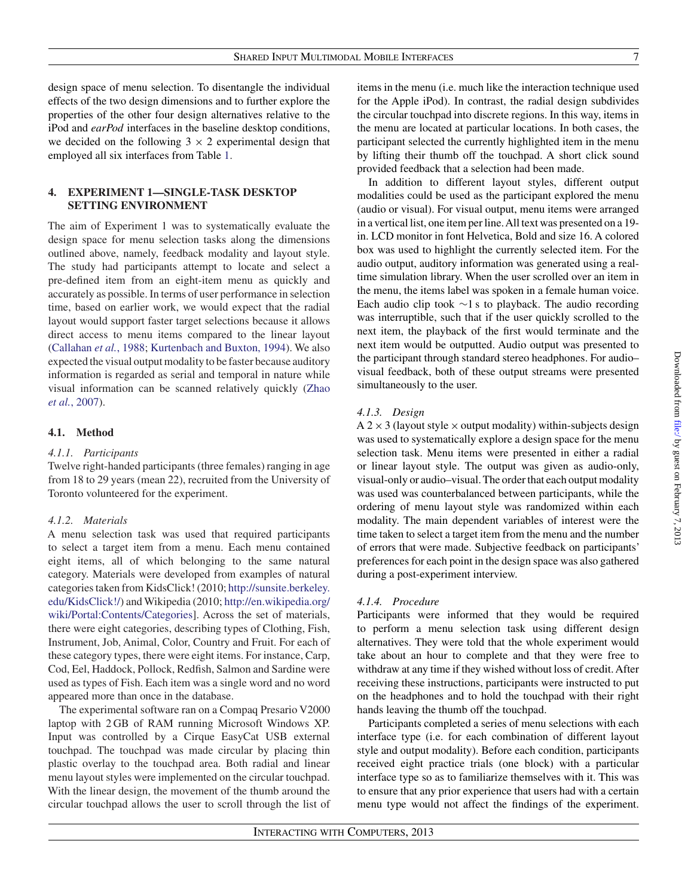design space of menu selection. To disentangle the individual effects of the two design dimensions and to further explore the properties of the other four design alternatives relative to the iPod and *earPod* interfaces in the baseline desktop conditions, we decided on the following $3 \times 2$ experimental design that employed all six interfaces from Table 1.

## 4. EXPERIMENT 1—SINGLE-TASK DESKTOP SETTING ENVIRONMENT

The aim of Experiment 1 was to systematically evaluate the design space for menu selection tasks along the dimensions outlined above, namely, feedback modality and layout style. The study had participants attempt to locate and select a pre-defined item from an eight-item menu as quickly and accurately as possible. In terms of user performance in selection time, based on earlier work, we would expect that the radial layout would support faster target selections because it allows direct access to menu items compared to the linear layout (Callahan *et al.*, 1988; Kurtenbach and Buxton, 1994). We also expected the visual output modality to be faster because auditory information is regarded as serial and temporal in nature while visual information can be scanned relatively quickly (Zhao *et al.*, 2007).

### 4.1. Method

#### *4.1.1. Participants*

Twelve right-handed participants (three females) ranging in age from 18 to 29 years (mean 22), recruited from the University of Toronto volunteered for the experiment.

#### *4.1.2. Materials*

A menu selection task was used that required participants to select a target item from a menu. Each menu contained eight items, all of which belonging to the same natural category. Materials were developed from examples of natural categories taken from KidsClick! (2010; http://sunsite.berkeley.edu/KidsClick!/) and Wikipedia (2010; http://en.wikipedia.org/wiki/Portal:Contents/Categories]. Across the set of materials, there were eight categories, describing types of Clothing, Fish, Instrument, Job, Animal, Color, Country and Fruit. For each of these category types, there were eight items. For instance, Carp, Cod, Eel, Haddock, Pollock, Redfish, Salmon and Sardine were used as types of Fish. Each item was a single word and no word appeared more than once in the database.

The experimental software ran on a Compaq Presario V2000 laptop with 2 GB of RAM running Microsoft Windows XP. Input was controlled by a Cirque EasyCat USB external touchpad. The touchpad was made circular by placing thin plastic overlay to the touchpad area. Both radial and linear menu layout styles were implemented on the circular touchpad. With the linear design, the movement of the thumb around the circular touchpad allows the user to scroll through the list of items in the menu (i.e. much like the interaction technique used for the Apple iPod). In contrast, the radial design subdivides the circular touchpad into discrete regions. In this way, items in the menu are located at particular locations. In both cases, the participant selected the currently highlighted item in the menu by lifting their thumb off the touchpad. A short click sound provided feedback that a selection had been made.

In addition to different layout styles, different output modalities could be used as the participant explored the menu (audio or visual). For visual output, menu items were arranged in a vertical list, one item per line. All text was presented on a 19-in. LCD monitor in font Helvetica, Bold and size 16. A colored box was used to highlight the currently selected item. For the audio output, auditory information was generated using a real-time simulation library. When the user scrolled over an item in the menu, the items label was spoken in a female human voice. Each audio clip took ~1 s to playback. The audio recording was interruptible, such that if the user quickly scrolled to the next item, the playback of the first would terminate and the next item would be outputted. Audio output was presented to the participant through standard stereo headphones. For audio–visual feedback, both of these output streams were presented simultaneously to the user.

#### *4.1.3. Design*

A $2 \times 3$ (layout style $\times$ output modality) within-subjects design was used to systematically explore a design space for the menu selection task. Menu items were presented in either a radial or linear layout style. The output was given as audio-only, visual-only or audio–visual. The order that each output modality was used was counterbalanced between participants, while the ordering of menu layout style was randomized within each modality. The main dependent variables of interest were the time taken to select a target item from the menu and the number of errors that were made. Subjective feedback on participants' preferences for each point in the design space was also gathered during a post-experiment interview.

#### *4.1.4. Procedure*

Participants were informed that they would be required to perform a menu selection task using different design alternatives. They were told that the whole experiment would take about an hour to complete and that they were free to withdraw at any time if they wished without loss of credit. After receiving these instructions, participants were instructed to put on the headphones and to hold the touchpad with their right hands leaving the thumb off the touchpad.

Participants completed a series of menu selections with each interface type (i.e. for each combination of different layout style and output modality). Before each condition, participants received eight practice trials (one block) with a particular interface type so as to familiarize themselves with it. This was to ensure that any prior experience that users had with a certain menu type would not affect the findings of the experiment.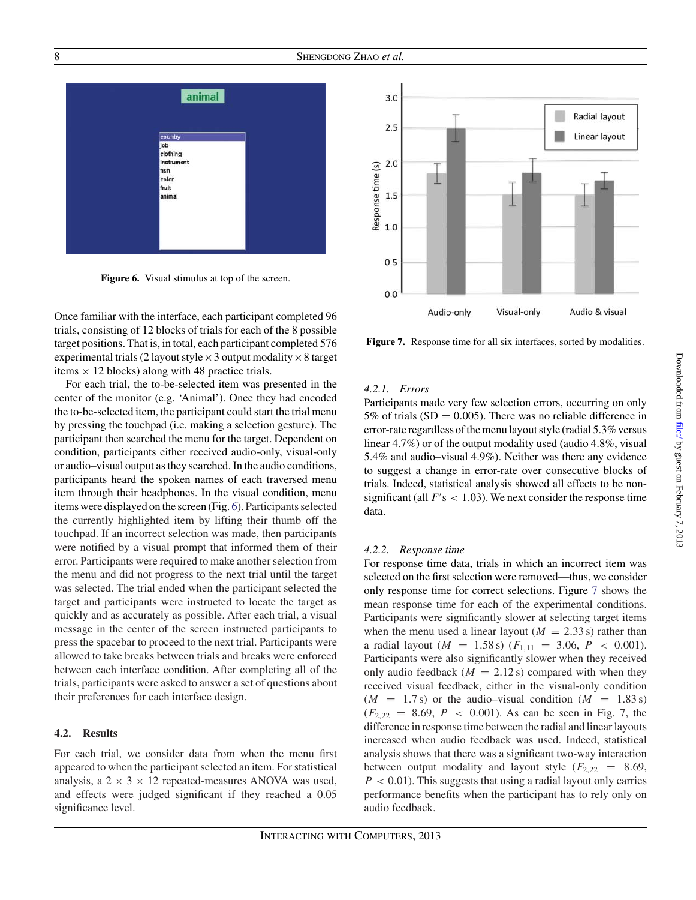Figure 6. Visual stimulus at top of the screen.

Once familiar with the interface, each participant completed 96 trials, consisting of 12 blocks of trials for each of the 8 possible target positions. That is, in total, each participant completed 576 experimental trials (2 layout style × 3 output modality × 8 target items × 12 blocks) along with 48 practice trials.

For each trial, the to-be-selected item was presented in the center of the monitor (e.g. 'Animal'). Once they had encoded the to-be-selected item, the participant could start the trial menu by pressing the touchpad (i.e. making a selection gesture). The participant then searched the menu for the target. Dependent on condition, participants either received audio-only, visual-only or audio–visual output as they searched. In the audio conditions, participants heard the spoken names of each traversed menu item through their headphones. In the visual condition, menu items were displayed on the screen (Fig. 6). Participants selected the currently highlighted item by lifting their thumb off the touchpad. If an incorrect selection was made, then participants were notified by a visual prompt that informed them of their error. Participants were required to make another selection from the menu and did not progress to the next trial until the target was selected. The trial ended when the participant selected the target and participants were instructed to locate the target as quickly and as accurately as possible. After each trial, a visual message in the center of the screen instructed participants to press the spacebar to proceed to the next trial. Participants were allowed to take breaks between trials and breaks were enforced between each interface condition. After completing all of the trials, participants were asked to answer a set of questions about their preferences for each interface design.

### 4.2. Results

For each trial, we consider data from when the menu first appeared to when the participant selected an item. For statistical analysis, a 2 × 3 × 12 repeated-measures ANOVA was used, and effects were judged significant if they reached a 0.05 significance level.

Figure 7. Response time for all six interfaces, sorted by modalities.

#### 4.2.1. *Errors*

Participants made very few selection errors, occurring on only 5% of trials (SD = 0.005). There was no reliable difference in error-rate regardless of the menu layout style (radial 5.3% versus linear 4.7%) or of the output modality used (audio 4.8%, visual 5.4% and audio–visual 4.9%). Neither was there any evidence to suggest a change in error-rate over consecutive blocks of trials. Indeed, statistical analysis showed all effects to be non-significant (all $F'$s $< 1.03$). We next consider the response time data.

#### 4.2.2. *Response time*

For response time data, trials in which an incorrect item was selected on the first selection were removed—thus, we consider only response time for correct selections. Figure 7 shows the mean response time for each of the experimental conditions. Participants were significantly slower at selecting target items when the menu used a linear layout ($M = 2.33$ s) rather than a radial layout ($M = 1.58$ s) ($F_{1,11} = 3.06$, $P < 0.001$). Participants were also significantly slower when they received only audio feedback ($M = 2.12$ s) compared with when they received visual feedback, either in the visual-only condition ($M = 1.7$ s) or the audio–visual condition ($M = 1.83$ s) ($F_{2,22} = 8.69$, $P < 0.001$). As can be seen in Fig. 7, the difference in response time between the radial and linear layouts increased when audio feedback was used. Indeed, statistical analysis shows that there was a significant two-way interaction between output modality and layout style ($F_{2,22} = 8.69$, $P < 0.01$). This suggests that using a radial layout only carries performance benefits when the participant has to rely only on audio feedback.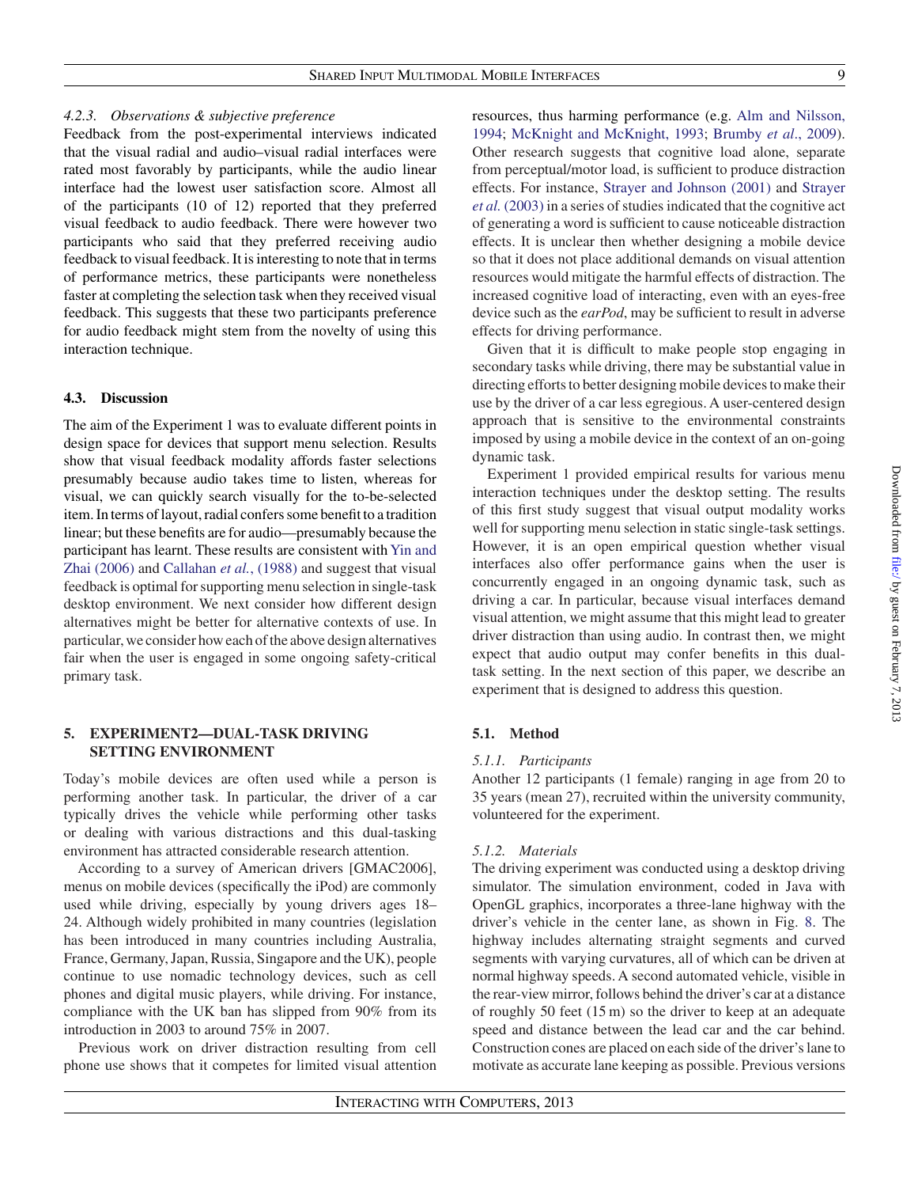#### 4.2.3. Observations & subjective preference

Feedback from the post-experimental interviews indicated that the visual radial and audio–visual radial interfaces were rated most favorably by participants, while the audio linear interface had the lowest user satisfaction score. Almost all of the participants (10 of 12) reported that they preferred visual feedback to audio feedback. There were however two participants who said that they preferred receiving audio feedback to visual feedback. It is interesting to note that in terms of performance metrics, these participants were nonetheless faster at completing the selection task when they received visual feedback. This suggests that these two participants preference for audio feedback might stem from the novelty of using this interaction technique.

### 4.3. Discussion

The aim of the Experiment 1 was to evaluate different points in design space for devices that support menu selection. Results show that visual feedback modality affords faster selections presumably because audio takes time to listen, whereas for visual, we can quickly search visually for the to-be-selected item. In terms of layout, radial confers some benefit to a tradition linear; but these benefits are for audio—presumably because the participant has learnt. These results are consistent with Yin and Zhai (2006) and Callahan *et al.*, (1988) and suggest that visual feedback is optimal for supporting menu selection in single-task desktop environment. We next consider how different design alternatives might be better for alternative contexts of use. In particular, we consider how each of the above design alternatives fair when the user is engaged in some ongoing safety-critical primary task.

## 5. EXPERIMENT2—DUAL-TASK DRIVING SETTING ENVIRONMENT

Today's mobile devices are often used while a person is performing another task. In particular, the driver of a car typically drives the vehicle while performing other tasks or dealing with various distractions and this dual-tasking environment has attracted considerable research attention.

According to a survey of American drivers [GMAC2006], menus on mobile devices (specifically the iPod) are commonly used while driving, especially by young drivers ages 18–24. Although widely prohibited in many countries (legislation has been introduced in many countries including Australia, France, Germany, Japan, Russia, Singapore and the UK), people continue to use nomadic technology devices, such as cell phones and digital music players, while driving. For instance, compliance with the UK ban has slipped from 90% from its introduction in 2003 to around 75% in 2007.

Previous work on driver distraction resulting from cell phone use shows that it competes for limited visual attention resources, thus harming performance (e.g. Alm and Nilsson, 1994; McKnight and McKnight, 1993; Brumby *et al*., 2009). Other research suggests that cognitive load alone, separate from perceptual/motor load, is sufficient to produce distraction effects. For instance, Strayer and Johnson (2001) and Strayer *et al.* (2003) in a series of studies indicated that the cognitive act of generating a word is sufficient to cause noticeable distraction effects. It is unclear then whether designing a mobile device so that it does not place additional demands on visual attention resources would mitigate the harmful effects of distraction. The increased cognitive load of interacting, even with an eyes-free device such as the *earPod*, may be sufficient to result in adverse effects for driving performance.

Given that it is difficult to make people stop engaging in secondary tasks while driving, there may be substantial value in directing efforts to better designing mobile devices to make their use by the driver of a car less egregious. A user-centered design approach that is sensitive to the environmental constraints imposed by using a mobile device in the context of an on-going dynamic task.

Experiment 1 provided empirical results for various menu interaction techniques under the desktop setting. The results of this first study suggest that visual output modality works well for supporting menu selection in static single-task settings. However, it is an open empirical question whether visual interfaces also offer performance gains when the user is concurrently engaged in an ongoing dynamic task, such as driving a car. In particular, because visual interfaces demand visual attention, we might assume that this might lead to greater driver distraction than using audio. In contrast then, we might expect that audio output may confer benefits in this dual-task setting. In the next section of this paper, we describe an experiment that is designed to address this question.

### 5.1. Method

#### 5.1.1. Participants

Another 12 participants (1 female) ranging in age from 20 to 35 years (mean 27), recruited within the university community, volunteered for the experiment.

#### 5.1.2. Materials

The driving experiment was conducted using a desktop driving simulator. The simulation environment, coded in Java with OpenGL graphics, incorporates a three-lane highway with the driver's vehicle in the center lane, as shown in Fig. 8. The highway includes alternating straight segments and curved segments with varying curvatures, all of which can be driven at normal highway speeds. A second automated vehicle, visible in the rear-view mirror, follows behind the driver's car at a distance of roughly 50 feet (15 m) so the driver to keep at an adequate speed and distance between the lead car and the car behind. Construction cones are placed on each side of the driver's lane to motivate as accurate lane keeping as possible. Previous versions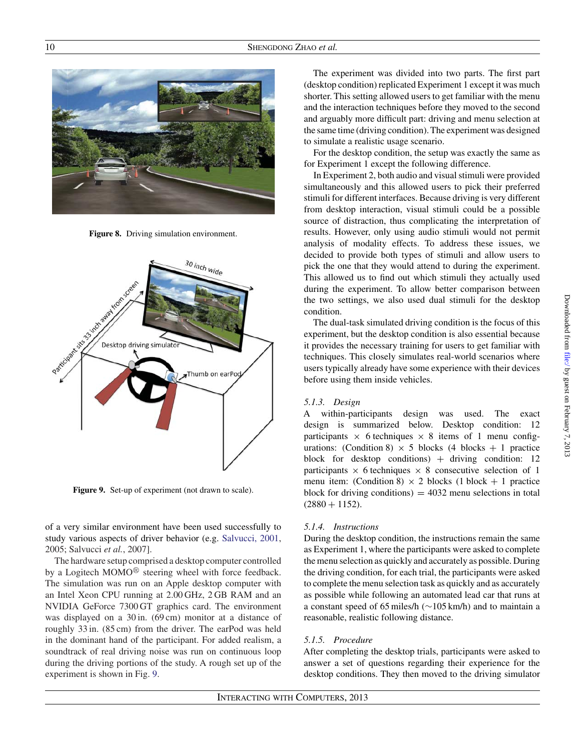Figure 8. Driving simulation environment.

Figure 9. Set-up of experiment (not drawn to scale).

of a very similar environment have been used successfully to study various aspects of driver behavior (e.g. Salvucci, 2001, 2005; Salvucci *et al.*, 2007].

The hardware setup comprised a desktop computer controlled by a Logitech MOMO® steering wheel with force feedback. The simulation was run on an Apple desktop computer with an Intel Xeon CPU running at 2.00 GHz, 2 GB RAM and an NVIDIA GeForce 7300 GT graphics card. The environment was displayed on a 30 in. (69 cm) monitor at a distance of roughly 33 in. (85 cm) from the driver. The earPod was held in the dominant hand of the participant. For added realism, a soundtrack of real driving noise was run on continuous loop during the driving portions of the study. A rough set up of the experiment is shown in Fig. 9.

The experiment was divided into two parts. The first part (desktop condition) replicated Experiment 1 except it was much shorter. This setting allowed users to get familiar with the menu and the interaction techniques before they moved to the second and arguably more difficult part: driving and menu selection at the same time (driving condition). The experiment was designed to simulate a realistic usage scenario.

For the desktop condition, the setup was exactly the same as for Experiment 1 except the following difference.

In Experiment 2, both audio and visual stimuli were provided simultaneously and this allowed users to pick their preferred stimuli for different interfaces. Because driving is very different from desktop interaction, visual stimuli could be a possible source of distraction, thus complicating the interpretation of results. However, only using audio stimuli would not permit analysis of modality effects. To address these issues, we decided to provide both types of stimuli and allow users to pick the one that they would attend to during the experiment. This allowed us to find out which stimuli they actually used during the experiment. To allow better comparison between the two settings, we also used dual stimuli for the desktop condition.

The dual-task simulated driving condition is the focus of this experiment, but the desktop condition is also essential because it provides the necessary training for users to get familiar with techniques. This closely simulates real-world scenarios where users typically already have some experience with their devices before using them inside vehicles.

#### 5.1.3. *Design*

A within-participants design was used. The exact design is summarized below. Desktop condition: 12 participants × 6 techniques × 8 items of 1 menu configurations: (Condition 8) × 5 blocks (4 blocks + 1 practice block for desktop conditions) + driving condition: 12 participants × 6 techniques × 8 consecutive selection of 1 menu item: (Condition 8) × 2 blocks (1 block + 1 practice block for driving conditions) = 4032 menu selections in total (2880 + 1152).

#### 5.1.4. *Instructions*

During the desktop condition, the instructions remain the same as Experiment 1, where the participants were asked to complete the menu selection as quickly and accurately as possible. During the driving condition, for each trial, the participants were asked to complete the menu selection task as quickly and as accurately as possible while following an automated lead car that runs at a constant speed of 65 miles/h (∼105 km/h) and to maintain a reasonable, realistic following distance.

#### 5.1.5. *Procedure*

After completing the desktop trials, participants were asked to answer a set of questions regarding their experience for the desktop conditions. They then moved to the driving simulator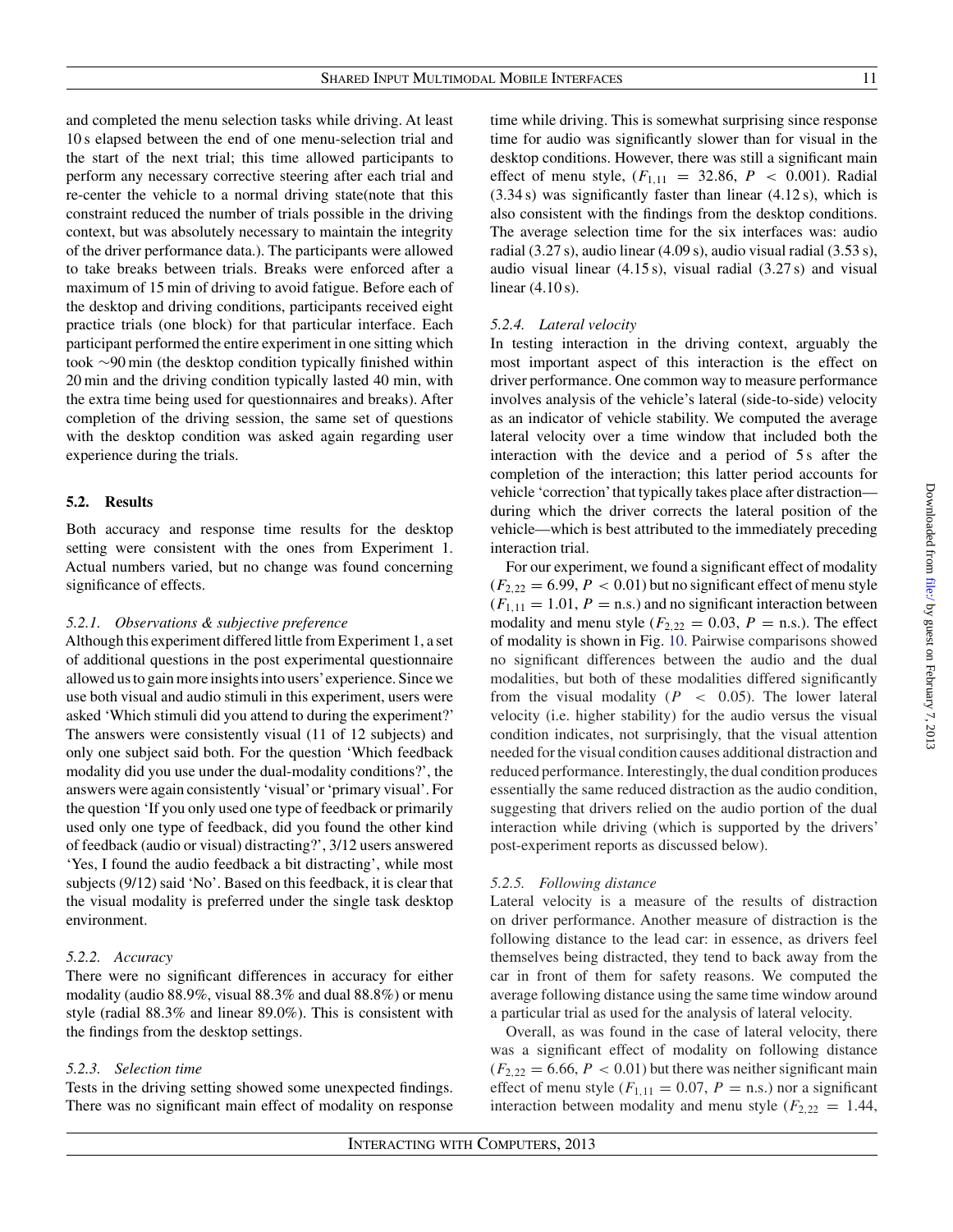and completed the menu selection tasks while driving. At least 10 s elapsed between the end of one menu-selection trial and the start of the next trial; this time allowed participants to perform any necessary corrective steering after each trial and re-center the vehicle to a normal driving state(note that this constraint reduced the number of trials possible in the driving context, but was absolutely necessary to maintain the integrity of the driver performance data.). The participants were allowed to take breaks between trials. Breaks were enforced after a maximum of 15 min of driving to avoid fatigue. Before each of the desktop and driving conditions, participants received eight practice trials (one block) for that particular interface. Each participant performed the entire experiment in one sitting which took ~90 min (the desktop condition typically finished within 20 min and the driving condition typically lasted 40 min, with the extra time being used for questionnaires and breaks). After completion of the driving session, the same set of questions with the desktop condition was asked again regarding user experience during the trials.

### 5.2. Results

Both accuracy and response time results for the desktop setting were consistent with the ones from Experiment 1. Actual numbers varied, but no change was found concerning significance of effects.

#### 5.2.1. Observations & subjective preference

Although this experiment differed little from Experiment 1, a set of additional questions in the post experimental questionnaire allowed us to gain more insights into users' experience. Since we use both visual and audio stimuli in this experiment, users were asked 'Which stimuli did you attend to during the experiment?' The answers were consistently visual (11 of 12 subjects) and only one subject said both. For the question 'Which feedback modality did you use under the dual-modality conditions?', the answers were again consistently 'visual' or 'primary visual'. For the question 'If you only used one type of feedback or primarily used only one type of feedback, did you found the other kind of feedback (audio or visual) distracting?', 3/12 users answered 'Yes, I found the audio feedback a bit distracting', while most subjects (9/12) said 'No'. Based on this feedback, it is clear that the visual modality is preferred under the single task desktop environment.

#### 5.2.2. Accuracy

There were no significant differences in accuracy for either modality (audio 88.9%, visual 88.3% and dual 88.8%) or menu style (radial 88.3% and linear 89.0%). This is consistent with the findings from the desktop settings.

#### 5.2.3. Selection time

Tests in the driving setting showed some unexpected findings. There was no significant main effect of modality on response time while driving. This is somewhat surprising since response time for audio was significantly slower than for visual in the desktop conditions. However, there was still a significant main effect of menu style, ($F_{1,11} = 32.86$, $P < 0.001$). Radial (3.34 s) was significantly faster than linear (4.12 s), which is also consistent with the findings from the desktop conditions. The average selection time for the six interfaces was: audio radial (3.27 s), audio linear (4.09 s), audio visual radial (3.53 s), audio visual linear (4.15 s), visual radial (3.27 s) and visual linear (4.10 s).

#### 5.2.4. Lateral velocity

In testing interaction in the driving context, arguably the most important aspect of this interaction is the effect on driver performance. One common way to measure performance involves analysis of the vehicle's lateral (side-to-side) velocity as an indicator of vehicle stability. We computed the average lateral velocity over a time window that included both the interaction with the device and a period of 5 s after the completion of the interaction; this latter period accounts for vehicle 'correction' that typically takes place after distraction—during which the driver corrects the lateral position of the vehicle—which is best attributed to the immediately preceding interaction trial.

For our experiment, we found a significant effect of modality ($F_{2,22} = 6.99$, $P < 0.01$) but no significant effect of menu style ($F_{1,11} = 1.01$, $P =$ n.s.) and no significant interaction between modality and menu style ($F_{2,22} = 0.03$, $P =$ n.s.). The effect of modality is shown in Fig. 10. Pairwise comparisons showed no significant differences between the audio and the dual modalities, but both of these modalities differed significantly from the visual modality ($P < 0.05$). The lower lateral velocity (i.e. higher stability) for the audio versus the visual condition indicates, not surprisingly, that the visual attention needed for the visual condition causes additional distraction and reduced performance. Interestingly, the dual condition produces essentially the same reduced distraction as the audio condition, suggesting that drivers relied on the audio portion of the dual interaction while driving (which is supported by the drivers' post-experiment reports as discussed below).

#### 5.2.5. Following distance

Lateral velocity is a measure of the results of distraction on driver performance. Another measure of distraction is the following distance to the lead car: in essence, as drivers feel themselves being distracted, they tend to back away from the car in front of them for safety reasons. We computed the average following distance using the same time window around a particular trial as used for the analysis of lateral velocity.

Overall, as was found in the case of lateral velocity, there was a significant effect of modality on following distance ($F_{2,22} = 6.66$, $P < 0.01$) but there was neither significant main effect of menu style ($F_{1,11} = 0.07$, $P =$ n.s.) nor a significant interaction between modality and menu style ($F_{2,22} = 1.44$,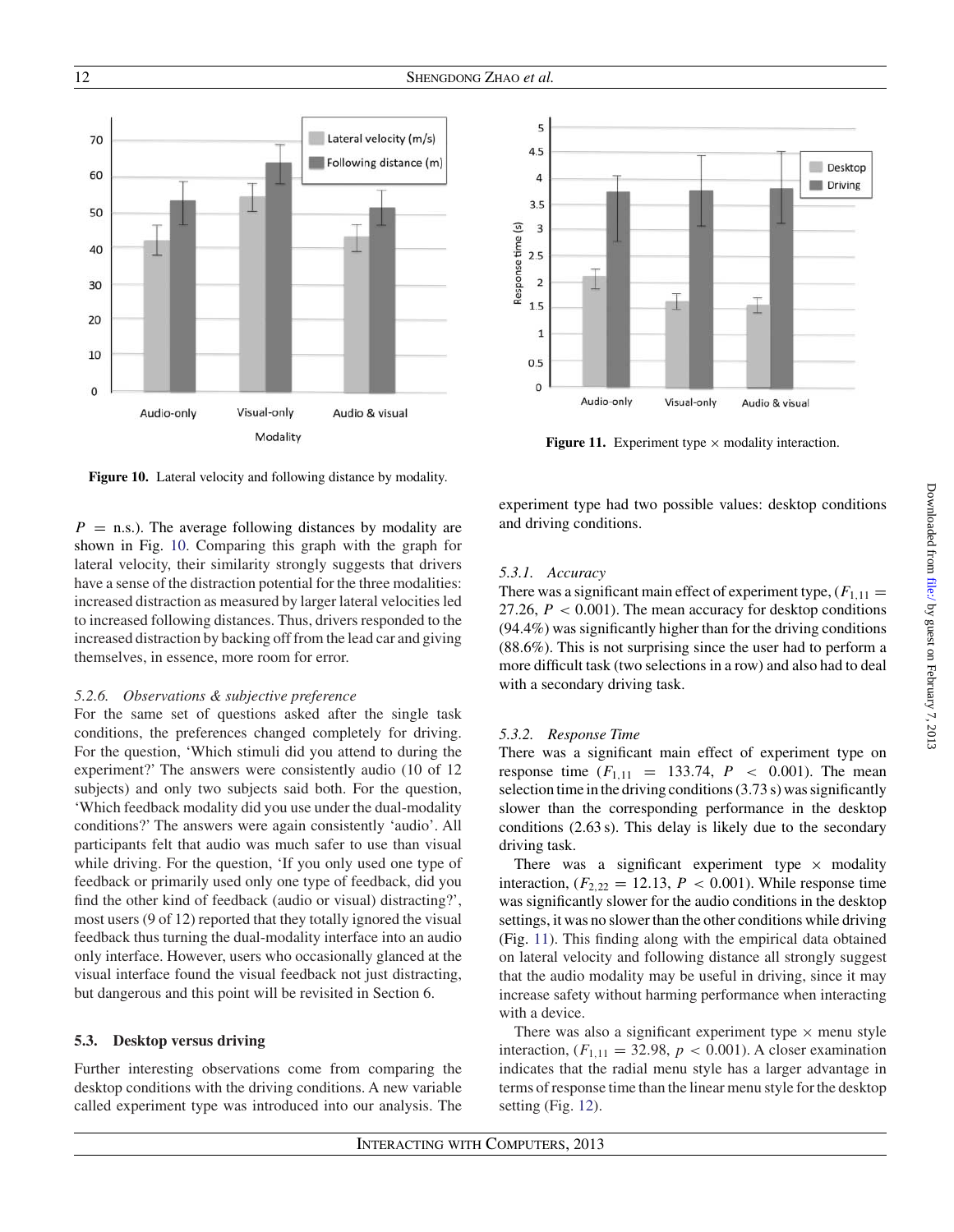Figure 10. Lateral velocity and following distance by modality.

$P$ = n.s.). The average following distances by modality are shown in Fig. 10. Comparing this graph with the graph for lateral velocity, their similarity strongly suggests that drivers have a sense of the distraction potential for the three modalities: increased distraction as measured by larger lateral velocities led to increased following distances. Thus, drivers responded to the increased distraction by backing off from the lead car and giving themselves, in essence, more room for error.

### *5.2.6. Observations & subjective preference*

For the same set of questions asked after the single task conditions, the preferences changed completely for driving. For the question, 'Which stimuli did you attend to during the experiment?' The answers were consistently audio (10 of 12 subjects) and only two subjects said both. For the question, 'Which feedback modality did you use under the dual-modality conditions?' The answers were again consistently 'audio'. All participants felt that audio was much safer to use than visual while driving. For the question, 'If you only used one type of feedback or primarily used only one type of feedback, did you find the other kind of feedback (audio or visual) distracting?', most users (9 of 12) reported that they totally ignored the visual feedback thus turning the dual-modality interface into an audio only interface. However, users who occasionally glanced at the visual interface found the visual feedback not just distracting, but dangerous and this point will be revisited in Section 6.

## 5.3. Desktop versus driving

Further interesting observations come from comparing the desktop conditions with the driving conditions. A new variable called experiment type was introduced into our analysis. The experiment type had two possible values: desktop conditions and driving conditions.

Figure 11. Experiment type × modality interaction.

### *5.3.1. Accuracy*

There was a significant main effect of experiment type, ($F_{1,11} = 27.26$, $P < 0.001$). The mean accuracy for desktop conditions (94.4%) was significantly higher than for the driving conditions (88.6%). This is not surprising since the user had to perform a more difficult task (two selections in a row) and also had to deal with a secondary driving task.

### *5.3.2. Response Time*

There was a significant main effect of experiment type on response time ($F_{1,11} = 133.74$, $P < 0.001$). The mean selection time in the driving conditions (3.73 s) was significantly slower than the corresponding performance in the desktop conditions (2.63 s). This delay is likely due to the secondary driving task.

There was a significant experiment type × modality interaction, ($F_{2,22} = 12.13$, $P < 0.001$). While response time was significantly slower for the audio conditions in the desktop settings, it was no slower than the other conditions while driving (Fig. 11). This finding along with the empirical data obtained on lateral velocity and following distance all strongly suggest that the audio modality may be useful in driving, since it may increase safety without harming performance when interacting with a device.

There was also a significant experiment type × menu style interaction, ($F_{1,11} = 32.98$, $p < 0.001$). A closer examination indicates that the radial menu style has a larger advantage in terms of response time than the linear menu style for the desktop setting (Fig. 12).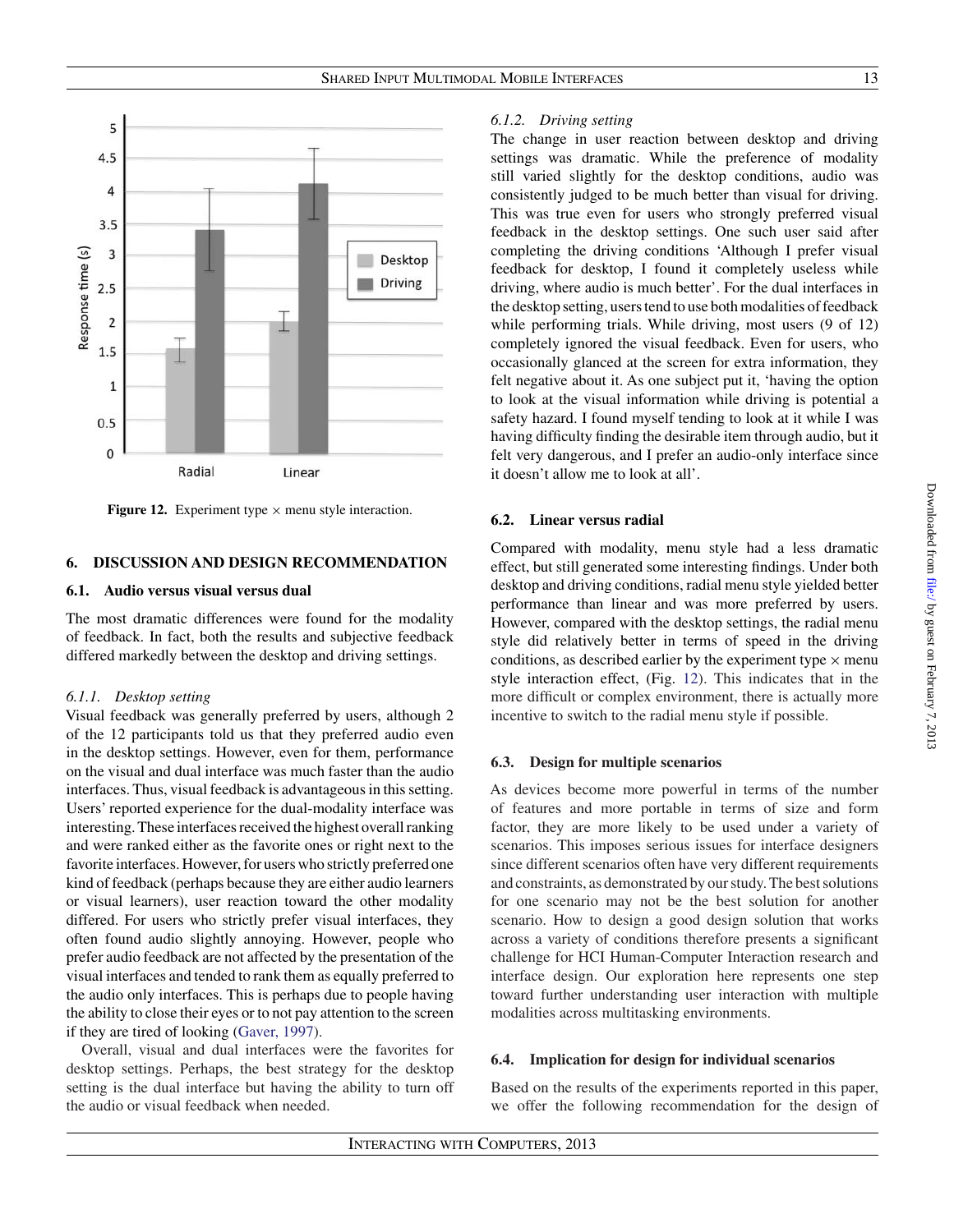5
4.5
4
3.5
3
2.5
2
1.5
1
0.5
0

Response time (s)

Desktop
Driving

Radial
Linear

**Figure 12.** Experiment type × menu style interaction.

## 6. DISCUSSION AND DESIGN RECOMMENDATION

### 6.1. Audio versus visual versus dual

The most dramatic differences were found for the modality of feedback. In fact, both the results and subjective feedback differed markedly between the desktop and driving settings.

#### *6.1.1. Desktop setting*

Visual feedback was generally preferred by users, although 2 of the 12 participants told us that they preferred audio even in the desktop settings. However, even for them, performance on the visual and dual interface was much faster than the audio interfaces. Thus, visual feedback is advantageous in this setting. Users' reported experience for the dual-modality interface was interesting. These interfaces received the highest overall ranking and were ranked either as the favorite ones or right next to the favorite interfaces. However, for users who strictly preferred one kind of feedback (perhaps because they are either audio learners or visual learners), user reaction toward the other modality differed. For users who strictly prefer visual interfaces, they often found audio slightly annoying. However, people who prefer audio feedback are not affected by the presentation of the visual interfaces and tended to rank them as equally preferred to the audio only interfaces. This is perhaps due to people having the ability to close their eyes or to not pay attention to the screen if they are tired of looking (Gaver, 1997).

Overall, visual and dual interfaces were the favorites for desktop settings. Perhaps, the best strategy for the desktop setting is the dual interface but having the ability to turn off the audio or visual feedback when needed.

#### *6.1.2. Driving setting*

The change in user reaction between desktop and driving settings was dramatic. While the preference of modality still varied slightly for the desktop conditions, audio was consistently judged to be much better than visual for driving. This was true even for users who strongly preferred visual feedback in the desktop settings. One such user said after completing the driving conditions 'Although I prefer visual feedback for desktop, I found it completely useless while driving, where audio is much better'. For the dual interfaces in the desktop setting, users tend to use both modalities of feedback while performing trials. While driving, most users (9 of 12) completely ignored the visual feedback. Even for users, who occasionally glanced at the screen for extra information, they felt negative about it. As one subject put it, 'having the option to look at the visual information while driving is potential a safety hazard. I found myself tending to look at it while I was having difficulty finding the desirable item through audio, but it felt very dangerous, and I prefer an audio-only interface since it doesn't allow me to look at all'.

### 6.2. Linear versus radial

Compared with modality, menu style had a less dramatic effect, but still generated some interesting findings. Under both desktop and driving conditions, radial menu style yielded better performance than linear and was more preferred by users. However, compared with the desktop settings, the radial menu style did relatively better in terms of speed in the driving conditions, as described earlier by the experiment type × menu style interaction effect, (Fig. 12). This indicates that in the more difficult or complex environment, there is actually more incentive to switch to the radial menu style if possible.

### 6.3. Design for multiple scenarios

As devices become more powerful in terms of the number of features and more portable in terms of size and form factor, they are more likely to be used under a variety of scenarios. This imposes serious issues for interface designers since different scenarios often have very different requirements and constraints, as demonstrated by our study. The best solutions for one scenario may not be the best solution for another scenario. How to design a good design solution that works across a variety of conditions therefore presents a significant challenge for HCI Human-Computer Interaction research and interface design. Our exploration here represents one step toward further understanding user interaction with multiple modalities across multitasking environments.

### 6.4. Implication for design for individual scenarios

Based on the results of the experiments reported in this paper, we offer the following recommendation for the design of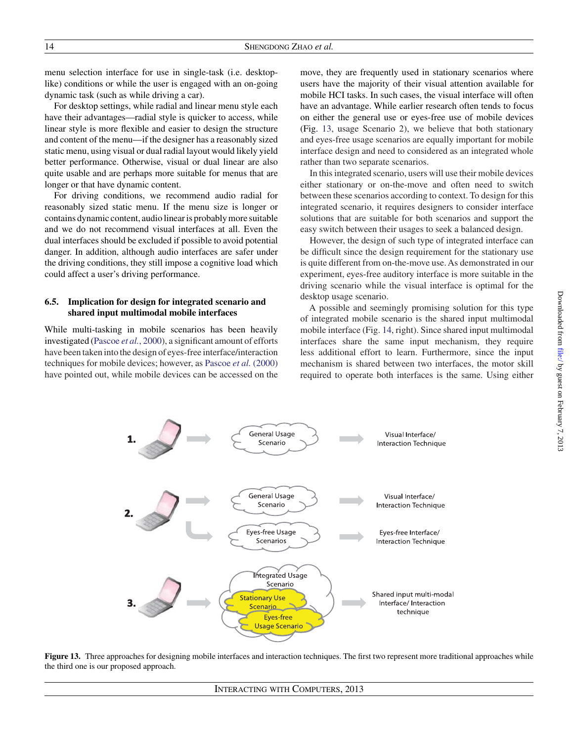menu selection interface for use in single-task (i.e. desktop-like) conditions or while the user is engaged with an on-going dynamic task (such as while driving a car).

For desktop settings, while radial and linear menu style each have their advantages—radial style is quicker to access, while linear style is more flexible and easier to design the structure and content of the menu—if the designer has a reasonably sized static menu, using visual or dual radial layout would likely yield better performance. Otherwise, visual or dual linear are also quite usable and are perhaps more suitable for menus that are longer or that have dynamic content.

For driving conditions, we recommend audio radial for reasonably sized static menu. If the menu size is longer or contains dynamic content, audio linear is probably more suitable and we do not recommend visual interfaces at all. Even the dual interfaces should be excluded if possible to avoid potential danger. In addition, although audio interfaces are safer under the driving conditions, they still impose a cognitive load which could affect a user's driving performance.

### 6.5. Implication for design for integrated scenario and shared input multimodal mobile interfaces

While multi-tasking in mobile scenarios has been heavily investigated (Pascoe *et al.*, 2000), a significant amount of efforts have been taken into the design of eyes-free interface/interaction techniques for mobile devices; however, as Pascoe *et al.* (2000) have pointed out, while mobile devices can be accessed on the move, they are frequently used in stationary scenarios where users have the majority of their visual attention available for mobile HCI tasks. In such cases, the visual interface will often have an advantage. While earlier research often tends to focus on either the general use or eyes-free use of mobile devices (Fig. 13, usage Scenario 2), we believe that both stationary and eyes-free usage scenarios are equally important for mobile interface design and need to considered as an integrated whole rather than two separate scenarios.

In this integrated scenario, users will use their mobile devices either stationary or on-the-move and often need to switch between these scenarios according to context. To design for this integrated scenario, it requires designers to consider interface solutions that are suitable for both scenarios and support the easy switch between their usages to seek a balanced design.

However, the design of such type of integrated interface can be difficult since the design requirement for the stationary use is quite different from on-the-move use. As demonstrated in our experiment, eyes-free auditory interface is more suitable in the driving scenario while the visual interface is optimal for the desktop usage scenario.

A possible and seemingly promising solution for this type of integrated mobile scenario is the shared input multimodal mobile interface (Fig. 14, right). Since shared input multimodal interfaces share the same input mechanism, they require less additional effort to learn. Furthermore, since the input mechanism is shared between two interfaces, the motor skill required to operate both interfaces is the same. Using either

1.
General Usage Scenario
Visual Interface/ Interaction Technique

2.
General Usage Scenario
Visual Interface/ Interaction Technique
Eyes-free Usage Scenarios
Eyes-free Interface/ Interaction Technique

3.
Integrated Usage Scenario
Stationary Use Scenario
Eyes-free Usage Scenario
Shared input multi-modal Interface/ Interaction technique

**Figure 13.** Three approaches for designing mobile interfaces and interaction techniques. The first two represent more traditional approaches while the third one is our proposed approach.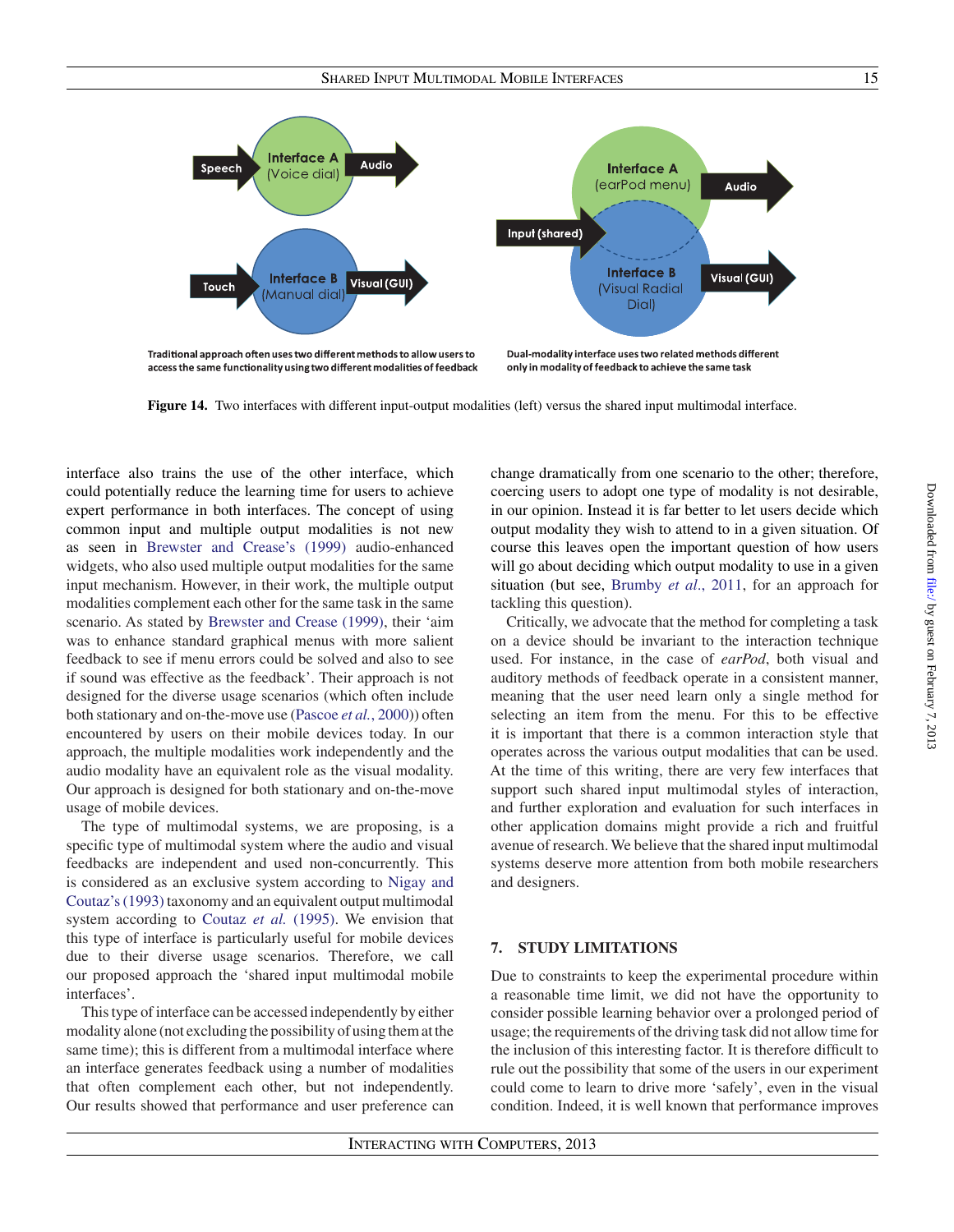Traditional approach often uses two different methods to allow users to access the same functionality using two different modalities of feedback

Dual-modality interface uses two related methods different only in modality of feedback to achieve the same task

**Figure 14.** Two interfaces with different input-output modalities (left) versus the shared input multimodal interface.

interface also trains the use of the other interface, which could potentially reduce the learning time for users to achieve expert performance in both interfaces. The concept of using common input and multiple output modalities is not new as seen in Brewster and Crease's (1999) audio-enhanced widgets, who also used multiple output modalities for the same input mechanism. However, in their work, the multiple output modalities complement each other for the same task in the same scenario. As stated by Brewster and Crease (1999), their 'aim was to enhance standard graphical menus with more salient feedback to see if menu errors could be solved and also to see if sound was effective as the feedback'. Their approach is not designed for the diverse usage scenarios (which often include both stationary and on-the-move use (Pascoe *et al.*, 2000)) often encountered by users on their mobile devices today. In our approach, the multiple modalities work independently and the audio modality have an equivalent role as the visual modality. Our approach is designed for both stationary and on-the-move usage of mobile devices.

The type of multimodal systems, we are proposing, is a specific type of multimodal system where the audio and visual feedbacks are independent and used non-concurrently. This is considered as an exclusive system according to Nigay and Coutaz's (1993) taxonomy and an equivalent output multimodal system according to Coutaz *et al.* (1995). We envision that this type of interface is particularly useful for mobile devices due to their diverse usage scenarios. Therefore, we call our proposed approach the 'shared input multimodal mobile interfaces'.

This type of interface can be accessed independently by either modality alone (not excluding the possibility of using them at the same time); this is different from a multimodal interface where an interface generates feedback using a number of modalities that often complement each other, but not independently. Our results showed that performance and user preference can change dramatically from one scenario to the other; therefore, coercing users to adopt one type of modality is not desirable, in our opinion. Instead it is far better to let users decide which output modality they wish to attend to in a given situation. Of course this leaves open the important question of how users will go about deciding which output modality to use in a given situation (but see, Brumby *et al.*, 2011, for an approach for tackling this question).

Critically, we advocate that the method for completing a task on a device should be invariant to the interaction technique used. For instance, in the case of *earPod*, both visual and auditory methods of feedback operate in a consistent manner, meaning that the user need learn only a single method for selecting an item from the menu. For this to be effective it is important that there is a common interaction style that operates across the various output modalities that can be used. At the time of this writing, there are very few interfaces that support such shared input multimodal styles of interaction, and further exploration and evaluation for such interfaces in other application domains might provide a rich and fruitful avenue of research. We believe that the shared input multimodal systems deserve more attention from both mobile researchers and designers.

## 7. STUDY LIMITATIONS

Due to constraints to keep the experimental procedure within a reasonable time limit, we did not have the opportunity to consider possible learning behavior over a prolonged period of usage; the requirements of the driving task did not allow time for the inclusion of this interesting factor. It is therefore difficult to rule out the possibility that some of the users in our experiment could come to learn to drive more 'safely', even in the visual condition. Indeed, it is well known that performance improves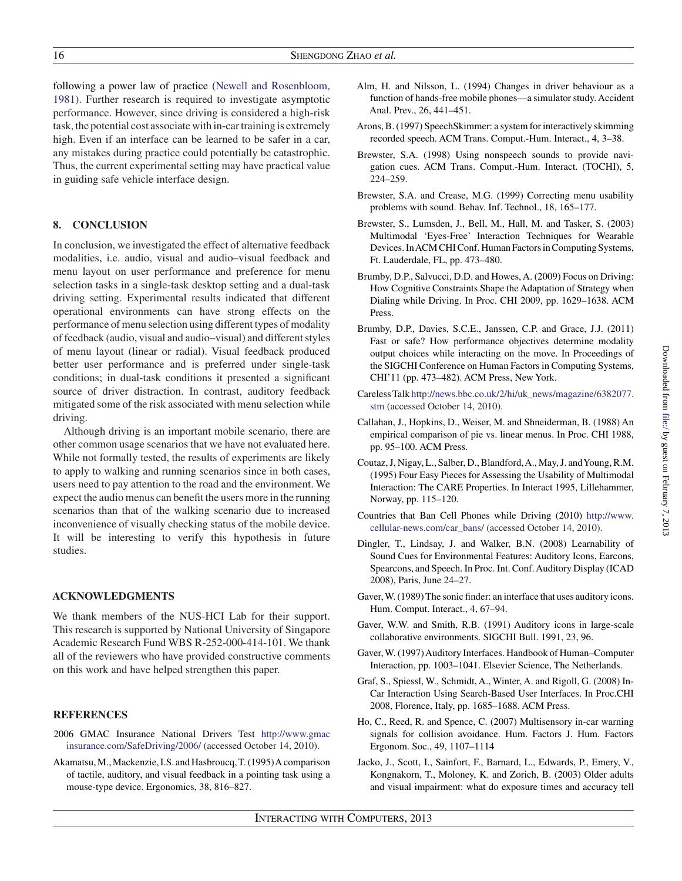following a power law of practice (Newell and Rosenbloom, 1981). Further research is required to investigate asymptotic performance. However, since driving is considered a high-risk task, the potential cost associate with in-car training is extremely high. Even if an interface can be learned to be safer in a car, any mistakes during practice could potentially be catastrophic. Thus, the current experimental setting may have practical value in guiding safe vehicle interface design.

## 8. CONCLUSION

In conclusion, we investigated the effect of alternative feedback modalities, i.e. audio, visual and audio–visual feedback and menu layout on user performance and preference for menu selection tasks in a single-task desktop setting and a dual-task driving setting. Experimental results indicated that different operational environments can have strong effects on the performance of menu selection using different types of modality of feedback (audio, visual and audio–visual) and different styles of menu layout (linear or radial). Visual feedback produced better user performance and is preferred under single-task conditions; in dual-task conditions it presented a significant source of driver distraction. In contrast, auditory feedback mitigated some of the risk associated with menu selection while driving.

Although driving is an important mobile scenario, there are other common usage scenarios that we have not evaluated here. While not formally tested, the results of experiments are likely to apply to walking and running scenarios since in both cases, users need to pay attention to the road and the environment. We expect the audio menus can benefit the users more in the running scenarios than that of the walking scenario due to increased inconvenience of visually checking status of the mobile device. It will be interesting to verify this hypothesis in future studies.

## ACKNOWLEDGMENTS

We thank members of the NUS-HCI Lab for their support. This research is supported by National University of Singapore Academic Research Fund WBS R-252-000-414-101. We thank all of the reviewers who have provided constructive comments on this work and have helped strengthen this paper.

## REFERENCES

2006 GMAC Insurance National Drivers Test http://www.gmacinsurance.com/SafeDriving/2006/ (accessed October 14, 2010).

Akamatsu, M., Mackenzie, I.S. and Hasbroucq, T. (1995) A comparison of tactile, auditory, and visual feedback in a pointing task using a mouse-type device. Ergonomics, 38, 816–827.

Alm, H. and Nilsson, L. (1994) Changes in driver behaviour as a function of hands-free mobile phones—a simulator study. Accident Anal. Prev., 26, 441–451.

Arons, B. (1997) SpeechSkimmer: a system for interactively skimming recorded speech. ACM Trans. Comput.-Hum. Interact., 4, 3–38.

Brewster, S.A. (1998) Using nonspeech sounds to provide navigation cues. ACM Trans. Comput.-Hum. Interact. (TOCHI), 5, 224–259.

Brewster, S.A. and Crease, M.G. (1999) Correcting menu usability problems with sound. Behav. Inf. Technol., 18, 165–177.

Brewster, S., Lumsden, J., Bell, M., Hall, M. and Tasker, S. (2003) Multimodal 'Eyes-Free' Interaction Techniques for Wearable Devices. In ACM CHI Conf. Human Factors in Computing Systems, Ft. Lauderdale, FL, pp. 473–480.

Brumby, D.P., Salvucci, D.D. and Howes, A. (2009) Focus on Driving: How Cognitive Constraints Shape the Adaptation of Strategy when Dialing while Driving. In Proc. CHI 2009, pp. 1629–1638. ACM Press.

Brumby, D.P., Davies, S.C.E., Janssen, C.P. and Grace, J.J. (2011) Fast or safe? How performance objectives determine modality output choices while interacting on the move. In Proceedings of the SIGCHI Conference on Human Factors in Computing Systems, CHI'11 (pp. 473–482). ACM Press, New York.

Careless Talk http://news.bbc.co.uk/2/hi/uk_news/magazine/6382077.stm (accessed October 14, 2010).

Callahan, J., Hopkins, D., Weiser, M. and Shneiderman, B. (1988) An empirical comparison of pie vs. linear menus. In Proc. CHI 1988, pp. 95–100. ACM Press.

Coutaz, J, Nigay, L., Salber, D., Blandford, A., May, J. and Young, R.M. (1995) Four Easy Pieces for Assessing the Usability of Multimodal Interaction: The CARE Properties. In Interact 1995, Lillehammer, Norway, pp. 115–120.

Countries that Ban Cell Phones while Driving (2010) http://www.cellular-news.com/car_bans/ (accessed October 14, 2010).

Dingler, T., Lindsay, J. and Walker, B.N. (2008) Learnability of Sound Cues for Environmental Features: Auditory Icons, Earcons, Spearcons, and Speech. In Proc. Int. Conf. Auditory Display (ICAD 2008), Paris, June 24–27.

Gaver, W. (1989) The sonic finder: an interface that uses auditory icons. Hum. Comput. Interact., 4, 67–94.

Gaver, W.W. and Smith, R.B. (1991) Auditory icons in large-scale collaborative environments. SIGCHI Bull. 1991, 23, 96.

Gaver, W. (1997) Auditory Interfaces. Handbook of Human–Computer Interaction, pp. 1003–1041. Elsevier Science, The Netherlands.

Graf, S., Spiessl, W., Schmidt, A., Winter, A. and Rigoll, G. (2008) In-Car Interaction Using Search-Based User Interfaces. In Proc.CHI 2008, Florence, Italy, pp. 1685–1688. ACM Press.

Ho, C., Reed, R. and Spence, C. (2007) Multisensory in-car warning signals for collision avoidance. Hum. Factors J. Hum. Factors Ergonom. Soc., 49, 1107–1114

Jacko, J., Scott, I., Sainfort, F., Barnard, L., Edwards, P., Emery, V., Kongnakorn, T., Moloney, K. and Zorich, B. (2003) Older adults and visual impairment: what do exposure times and accuracy tell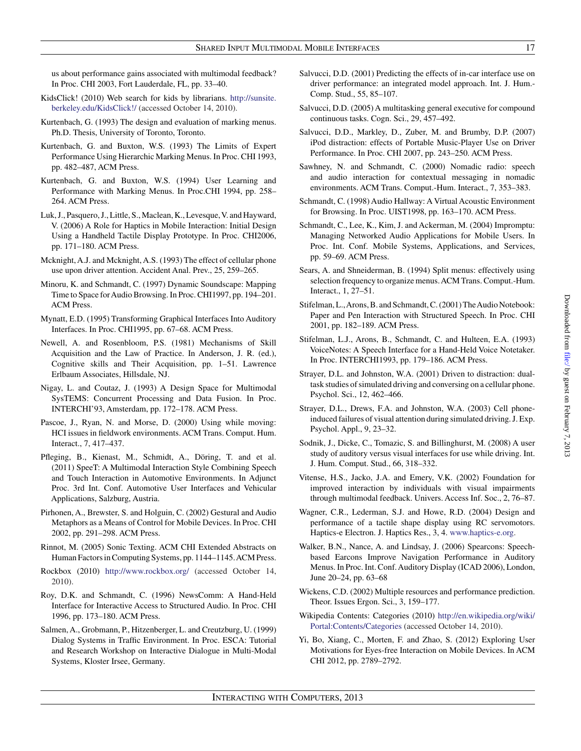us about performance gains associated with multimodal feedback? In Proc. CHI 2003, Fort Lauderdale, FL, pp. 33–40.

KidsClick! (2010) Web search for kids by librarians. http://sunsite.berkeley.edu/KidsClick!/ (accessed October 14, 2010).

Kurtenbach, G. (1993) The design and evaluation of marking menus. Ph.D. Thesis, University of Toronto, Toronto.

Kurtenbach, G. and Buxton, W.S. (1993) The Limits of Expert Performance Using Hierarchic Marking Menus. In Proc. CHI 1993, pp. 482–487, ACM Press.

Kurtenbach, G. and Buxton, W.S. (1994) User Learning and Performance with Marking Menus. In Proc.CHI 1994, pp. 258–264. ACM Press.

Luk, J., Pasquero, J., Little, S., Maclean, K., Levesque, V. and Hayward, V. (2006) A Role for Haptics in Mobile Interaction: Initial Design Using a Handheld Tactile Display Prototype. In Proc. CHI2006, pp. 171–180. ACM Press.

Mcknight, A.J. and Mcknight, A.S. (1993) The effect of cellular phone use upon driver attention. Accident Anal. Prev., 25, 259–265.

Minoru, K. and Schmandt, C. (1997) Dynamic Soundscape: Mapping Time to Space for Audio Browsing. In Proc. CHI1997, pp. 194–201. ACM Press.

Mynatt, E.D. (1995) Transforming Graphical Interfaces Into Auditory Interfaces. In Proc. CHI1995, pp. 67–68. ACM Press.

Newell, A. and Rosenbloom, P.S. (1981) Mechanisms of Skill Acquisition and the Law of Practice. In Anderson, J. R. (ed.), Cognitive skills and Their Acquisition, pp. 1–51. Lawrence Erlbaum Associates, Hillsdale, NJ.

Nigay, L. and Coutaz, J. (1993) A Design Space for Multimodal SysTEMS: Concurrent Processing and Data Fusion. In Proc. INTERCHI'93, Amsterdam, pp. 172–178. ACM Press.

Pascoe, J., Ryan, N. and Morse, D. (2000) Using while moving: HCI issues in fieldwork environments. ACM Trans. Comput. Hum. Interact., 7, 417–437.

Pfleging, B., Kienast, M., Schmidt, A., Döring, T. and et al. (2011) SpeeT: A Multimodal Interaction Style Combining Speech and Touch Interaction in Automotive Environments. In Adjunct Proc. 3rd Int. Conf. Automotive User Interfaces and Vehicular Applications, Salzburg, Austria.

Pirhonen, A., Brewster, S. and Holguin, C. (2002) Gestural and Audio Metaphors as a Means of Control for Mobile Devices. In Proc. CHI 2002, pp. 291–298. ACM Press.

Rinnot, M. (2005) Sonic Texting. ACM CHI Extended Abstracts on Human Factors in Computing Systems, pp. 1144–1145. ACM Press.

Rockbox (2010) http://www.rockbox.org/ (accessed October 14, 2010).

Roy, D.K. and Schmandt, C. (1996) NewsComm: A Hand-Held Interface for Interactive Access to Structured Audio. In Proc. CHI 1996, pp. 173–180. ACM Press.

Salmen, A., Grobmann, P., Hitzenberger, L. and Creutzburg, U. (1999) Dialog Systems in Traffic Environment. In Proc. ESCA: Tutorial and Research Workshop on Interactive Dialogue in Multi-Modal Systems, Kloster Irsee, Germany.

Salvucci, D.D. (2001) Predicting the effects of in-car interface use on driver performance: an integrated model approach. Int. J. Hum.-Comp. Stud., 55, 85–107.

Salvucci, D.D. (2005) A multitasking general executive for compound continuous tasks. Cogn. Sci., 29, 457–492.

Salvucci, D.D., Markley, D., Zuber, M. and Brumby, D.P. (2007) iPod distraction: effects of Portable Music-Player Use on Driver Performance. In Proc. CHI 2007, pp. 243–250. ACM Press.

Sawhney, N. and Schmandt, C. (2000) Nomadic radio: speech and audio interaction for contextual messaging in nomadic environments. ACM Trans. Comput.-Hum. Interact., 7, 353–383.

Schmandt, C. (1998) Audio Hallway: A Virtual Acoustic Environment for Browsing. In Proc. UIST1998, pp. 163–170. ACM Press.

Schmandt, C., Lee, K., Kim, J. and Ackerman, M. (2004) Impromptu: Managing Networked Audio Applications for Mobile Users. In Proc. Int. Conf. Mobile Systems, Applications, and Services, pp. 59–69. ACM Press.

Sears, A. and Shneiderman, B. (1994) Split menus: effectively using selection frequency to organize menus. ACM Trans. Comput.-Hum. Interact., 1, 27–51.

Stifelman, L., Arons, B. and Schmandt, C. (2001) The Audio Notebook: Paper and Pen Interaction with Structured Speech. In Proc. CHI 2001, pp. 182–189. ACM Press.

Stifelman, L.J., Arons, B., Schmandt, C. and Hulteen, E.A. (1993) VoiceNotes: A Speech Interface for a Hand-Held Voice Notetaker. In Proc. INTERCHI1993, pp. 179–186. ACM Press.

Strayer, D.L. and Johnston, W.A. (2001) Driven to distraction: dual-task studies of simulated driving and conversing on a cellular phone. Psychol. Sci., 12, 462–466.

Strayer, D.L., Drews, F.A. and Johnston, W.A. (2003) Cell phone-induced failures of visual attention during simulated driving. J. Exp. Psychol. Appl., 9, 23–32.

Sodnik, J., Dicke, C., Tomazic, S. and Billinghurst, M. (2008) A user study of auditory versus visual interfaces for use while driving. Int. J. Hum. Comput. Stud., 66, 318–332.

Vitense, H.S., Jacko, J.A. and Emery, V.K. (2002) Foundation for improved interaction by individuals with visual impairments through multimodal feedback. Univers. Access Inf. Soc., 2, 76–87.

Wagner, C.R., Lederman, S.J. and Howe, R.D. (2004) Design and performance of a tactile shape display using RC servomotors. Haptics-e Electron. J. Haptics Res., 3, 4. www.haptics-e.org.

Walker, B.N., Nance, A. and Lindsay, J. (2006) Spearcons: Speech-based Earcons Improve Navigation Performance in Auditory Menus. In Proc. Int. Conf. Auditory Display (ICAD 2006), London, June 20–24, pp. 63–68

Wickens, C.D. (2002) Multiple resources and performance prediction. Theor. Issues Ergon. Sci., 3, 159–177.

Wikipedia Contents: Categories (2010) http://en.wikipedia.org/wiki/Portal:Contents/Categories (accessed October 14, 2010).

Yi, Bo, Xiang, C., Morten, F. and Zhao, S. (2012) Exploring User Motivations for Eyes-free Interaction on Mobile Devices. In ACM CHI 2012, pp. 2789–2792.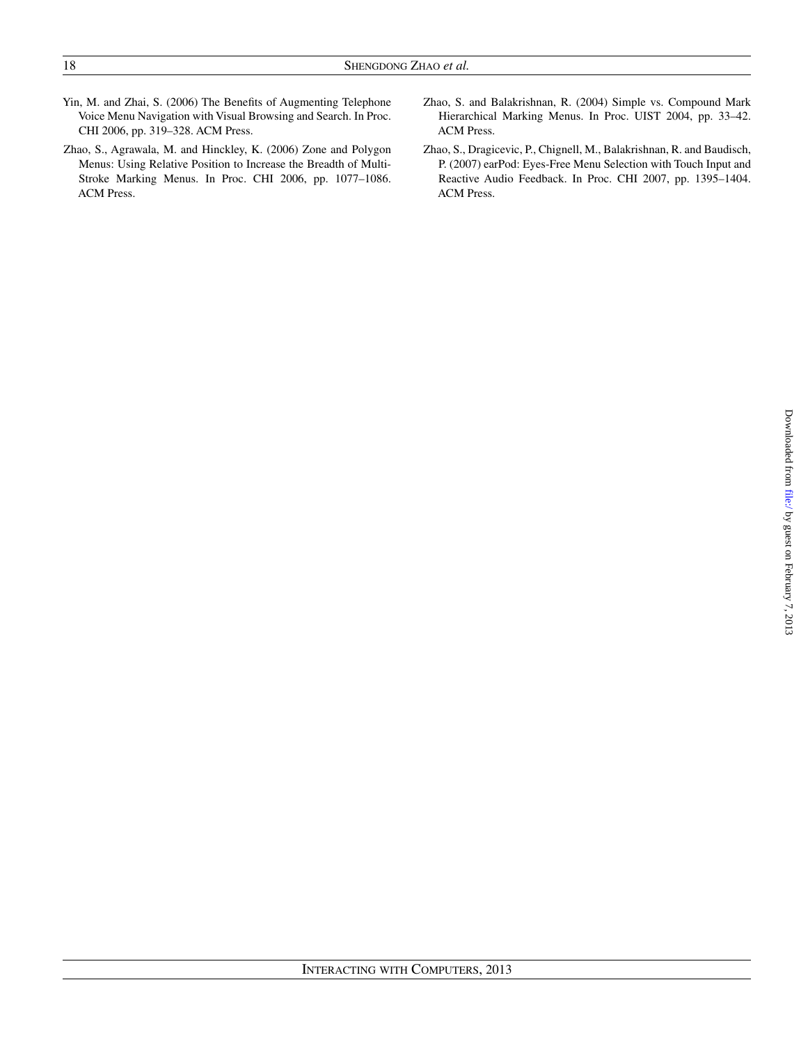Yin, M. and Zhai, S. (2006) The Benefits of Augmenting Telephone Voice Menu Navigation with Visual Browsing and Search. In Proc. CHI 2006, pp. 319–328. ACM Press.

Zhao, S., Agrawala, M. and Hinckley, K. (2006) Zone and Polygon Menus: Using Relative Position to Increase the Breadth of Multi-Stroke Marking Menus. In Proc. CHI 2006, pp. 1077–1086. ACM Press.

Zhao, S. and Balakrishnan, R. (2004) Simple vs. Compound Mark Hierarchical Marking Menus. In Proc. UIST 2004, pp. 33–42. ACM Press.

Zhao, S., Dragicevic, P., Chignell, M., Balakrishnan, R. and Baudisch, P. (2007) earPod: Eyes-Free Menu Selection with Touch Input and Reactive Audio Feedback. In Proc. CHI 2007, pp. 1395–1404. ACM Press.